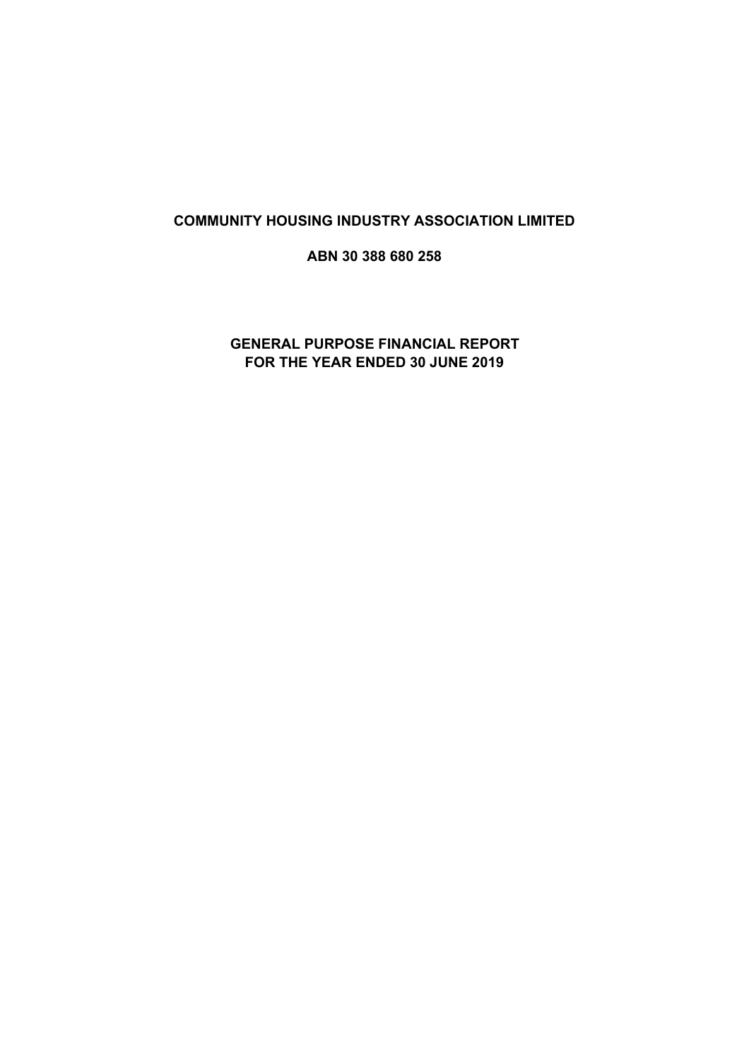# COMMUNITY HOUSING INDUSTRY ASSOCIATION LIMITED

**ABN 30 388 680 258**

## GENERAL PURPOSE FINANCIAL REPORT
## FOR THE YEAR ENDED 30 JUNE 2019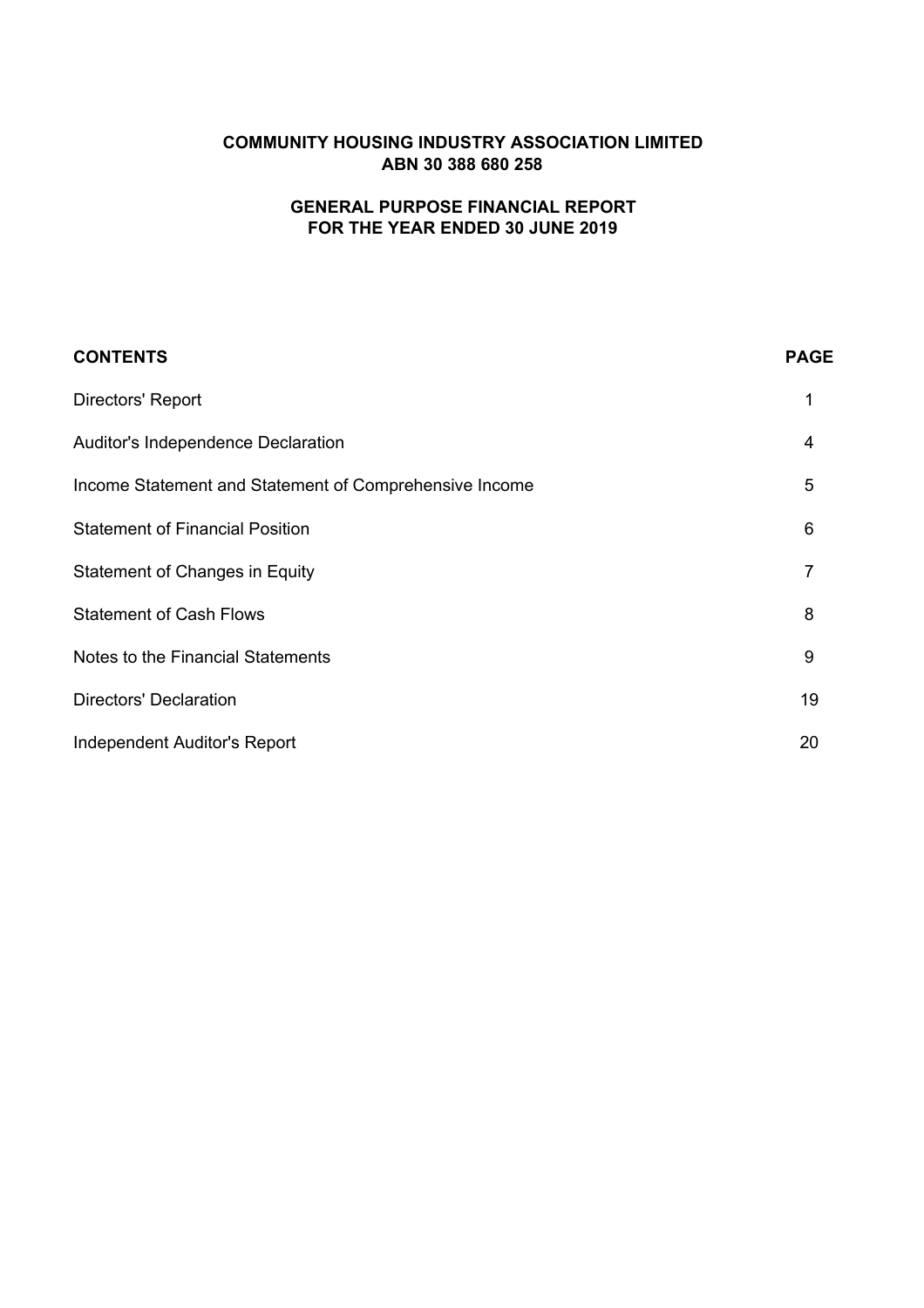# COMMUNITY HOUSING INDUSTRY ASSOCIATION LIMITED
## ABN 30 388 680 258

## GENERAL PURPOSE FINANCIAL REPORT
## FOR THE YEAR ENDED 30 JUNE 2019

| CONTENTS | PAGE |
|---|---|
| Directors' Report | 1 |
| Auditor's Independence Declaration | 4 |
| Income Statement and Statement of Comprehensive Income | 5 |
| Statement of Financial Position | 6 |
| Statement of Changes in Equity | 7 |
| Statement of Cash Flows | 8 |
| Notes to the Financial Statements | 9 |
| Directors' Declaration | 19 |
| Independent Auditor's Report | 20 |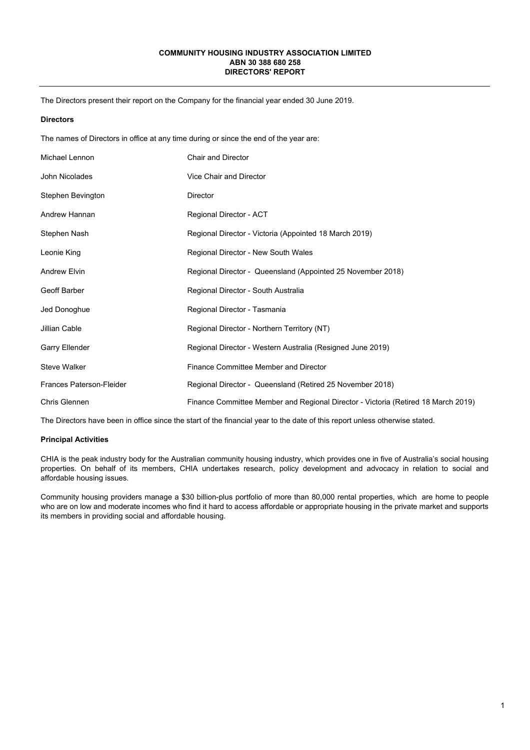**COMMUNITY HOUSING INDUSTRY ASSOCIATION LIMITED**
**ABN 30 388 680 258**
**DIRECTORS' REPORT**

The Directors present their report on the Company for the financial year ended 30 June 2019.

**Directors**

The names of Directors in office at any time during or since the end of the year are:

| | |
|---|---|
| Michael Lennon | Chair and Director |
| John Nicolades | Vice Chair and Director |
| Stephen Bevington | Director |
| Andrew Hannan | Regional Director - ACT |
| Stephen Nash | Regional Director - Victoria (Appointed 18 March 2019) |
| Leonie King | Regional Director - New South Wales |
| Andrew Elvin | Regional Director - Queensland (Appointed 25 November 2018) |
| Geoff Barber | Regional Director - South Australia |
| Jed Donoghue | Regional Director - Tasmania |
| Jillian Cable | Regional Director - Northern Territory (NT) |
| Garry Ellender | Regional Director - Western Australia (Resigned June 2019) |
| Steve Walker | Finance Committee Member and Director |
| Frances Paterson-Fleider | Regional Director - Queensland (Retired 25 November 2018) |
| Chris Glennen | Finance Committee Member and Regional Director - Victoria (Retired 18 March 2019) |

The Directors have been in office since the start of the financial year to the date of this report unless otherwise stated.

**Principal Activities**

CHIA is the peak industry body for the Australian community housing industry, which provides one in five of Australia's social housing properties. On behalf of its members, CHIA undertakes research, policy development and advocacy in relation to social and affordable housing issues.

Community housing providers manage a $30 billion-plus portfolio of more than 80,000 rental properties, which are home to people who are on low and moderate incomes who find it hard to access affordable or appropriate housing in the private market and supports its members in providing social and affordable housing.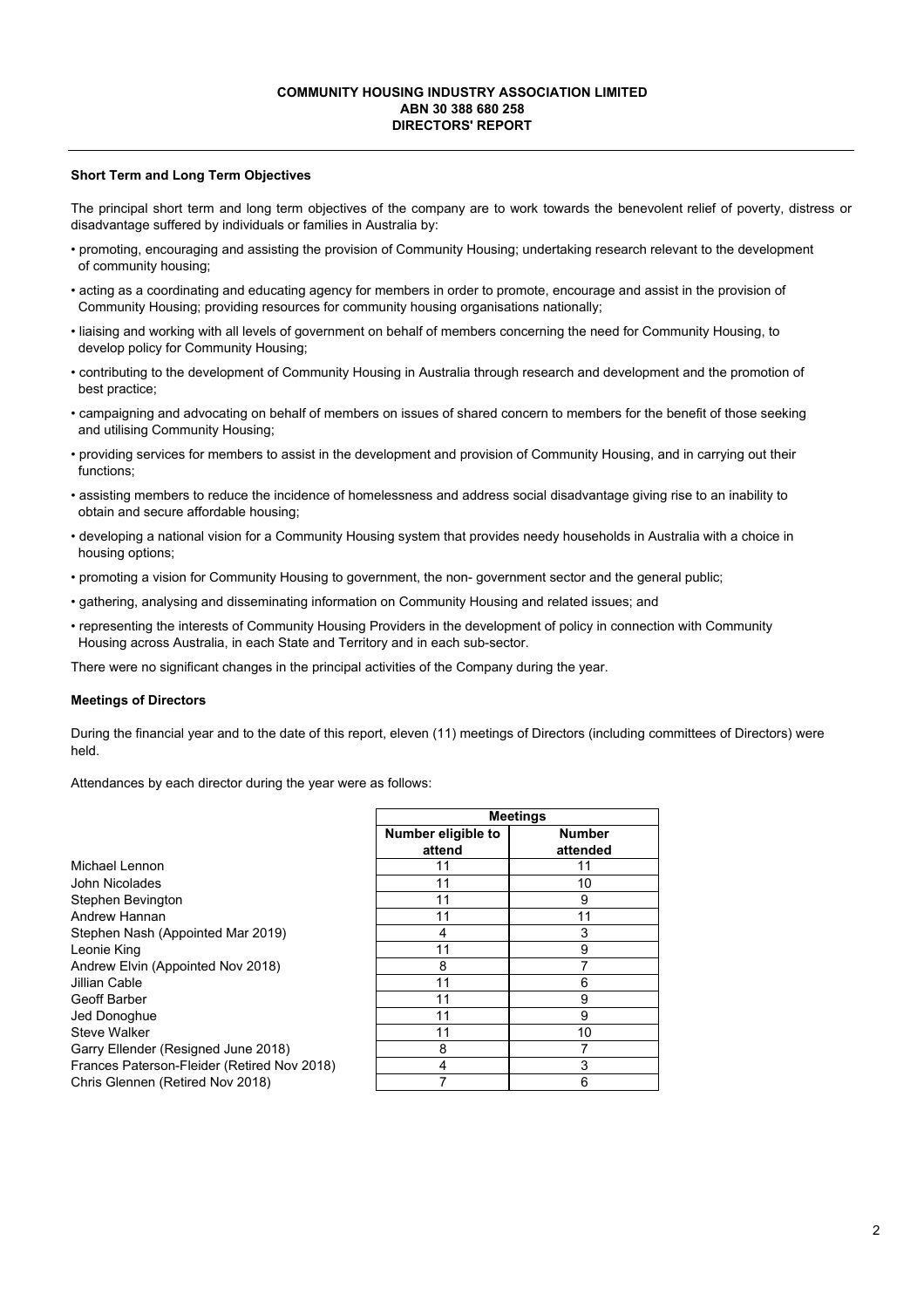**COMMUNITY HOUSING INDUSTRY ASSOCIATION LIMITED**
**ABN 30 388 680 258**
**DIRECTORS' REPORT**

### Short Term and Long Term Objectives

The principal short term and long term objectives of the company are to work towards the benevolent relief of poverty, distress or disadvantage suffered by individuals or families in Australia by:

- promoting, encouraging and assisting the provision of Community Housing; undertaking research relevant to the development of community housing;
- acting as a coordinating and educating agency for members in order to promote, encourage and assist in the provision of Community Housing; providing resources for community housing organisations nationally;
- liaising and working with all levels of government on behalf of members concerning the need for Community Housing, to develop policy for Community Housing;
- contributing to the development of Community Housing in Australia through research and development and the promotion of best practice;
- campaigning and advocating on behalf of members on issues of shared concern to members for the benefit of those seeking and utilising Community Housing;
- providing services for members to assist in the development and provision of Community Housing, and in carrying out their functions;
- assisting members to reduce the incidence of homelessness and address social disadvantage giving rise to an inability to obtain and secure affordable housing;
- developing a national vision for a Community Housing system that provides needy households in Australia with a choice in housing options;
- promoting a vision for Community Housing to government, the non- government sector and the general public;
- gathering, analysing and disseminating information on Community Housing and related issues; and
- representing the interests of Community Housing Providers in the development of policy in connection with Community Housing across Australia, in each State and Territory and in each sub-sector.

There were no significant changes in the principal activities of the Company during the year.

### Meetings of Directors

During the financial year and to the date of this report, eleven (11) meetings of Directors (including committees of Directors) were held.

Attendances by each director during the year were as follows:

| | Meetings | |
|---|---|---|
| | Number eligible to attend | Number attended |
| Michael Lennon | 11 | 11 |
| John Nicolades | 11 | 10 |
| Stephen Bevington | 11 | 9 |
| Andrew Hannan | 11 | 11 |
| Stephen Nash (Appointed Mar 2019) | 4 | 3 |
| Leonie King | 11 | 9 |
| Andrew Elvin (Appointed Nov 2018) | 8 | 7 |
| Jillian Cable | 11 | 6 |
| Geoff Barber | 11 | 9 |
| Jed Donoghue | 11 | 9 |
| Steve Walker | 11 | 10 |
| Garry Ellender (Resigned June 2018) | 8 | 7 |
| Frances Paterson-Fleider (Retired Nov 2018) | 4 | 3 |
| Chris Glennen (Retired Nov 2018) | 7 | 6 |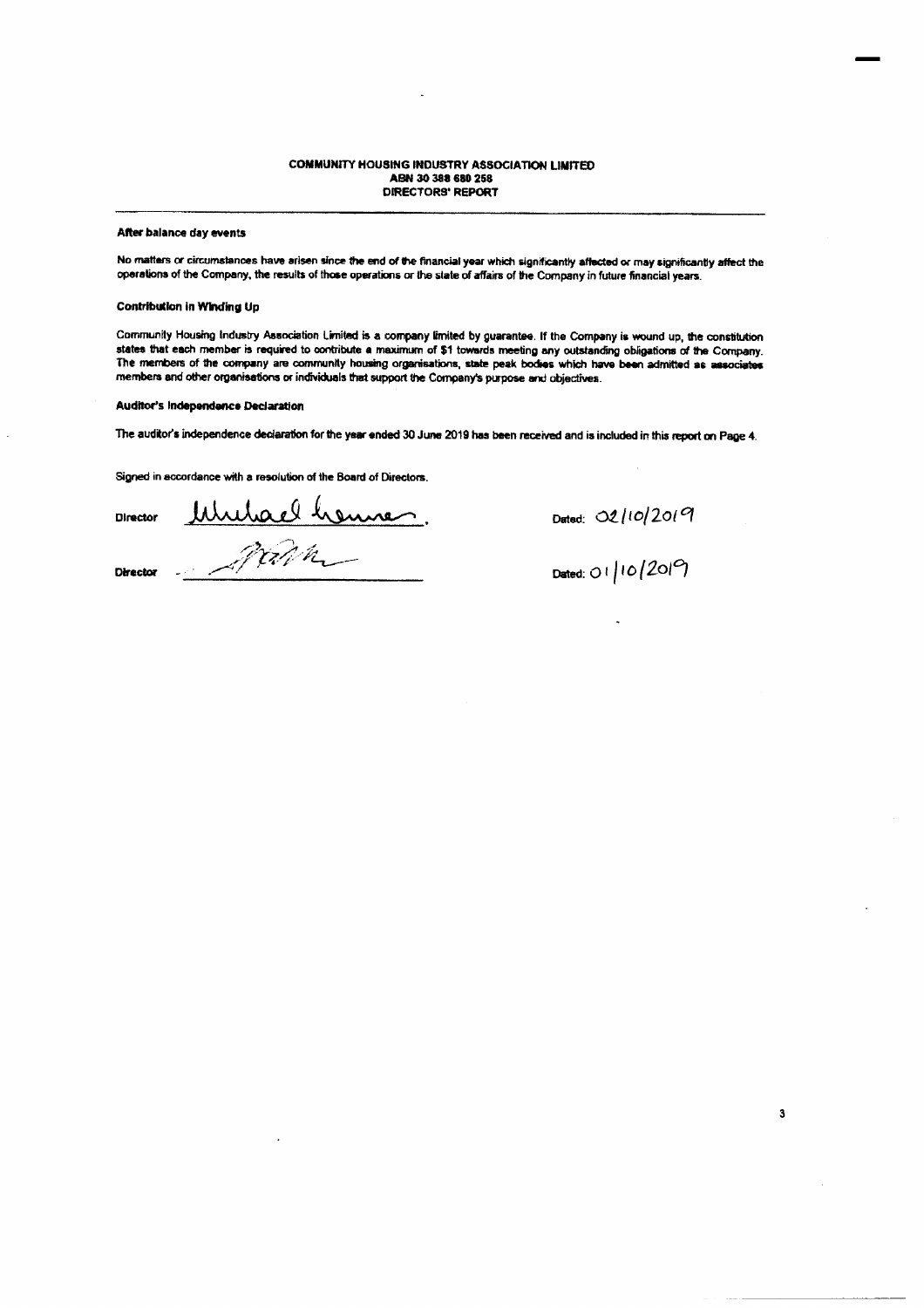**COMMUNITY HOUSING INDUSTRY ASSOCIATION LIMITED**
**ABN 30 388 680 258**
**DIRECTORS' REPORT**

**After balance day events**

No matters or circumstances have arisen since the end of the financial year which significantly affected or may significantly affect the operations of the Company, the results of those operations or the state of affairs of the Company in future financial years.

**Contribution in Winding Up**

Community Housing Industry Association Limited is a company limited by guarantee. If the Company is wound up, the constitution states that each member is required to contribute a maximum of $1 towards meeting any outstanding obligations of the Company. The members of the company are community housing organisations, state peak bodies which have been admitted as associates members and other organisations or individuals that support the Company's purpose and objectives.

**Auditor's Independence Declaration**

The auditor's independence declaration for the year ended 30 June 2019 has been received and is included in this report on Page 4.

Signed in accordance with a resolution of the Board of Directors.

Director Michael Lennon. Dated: 02/10/2019

Director [signature] Dated: 01/10/2019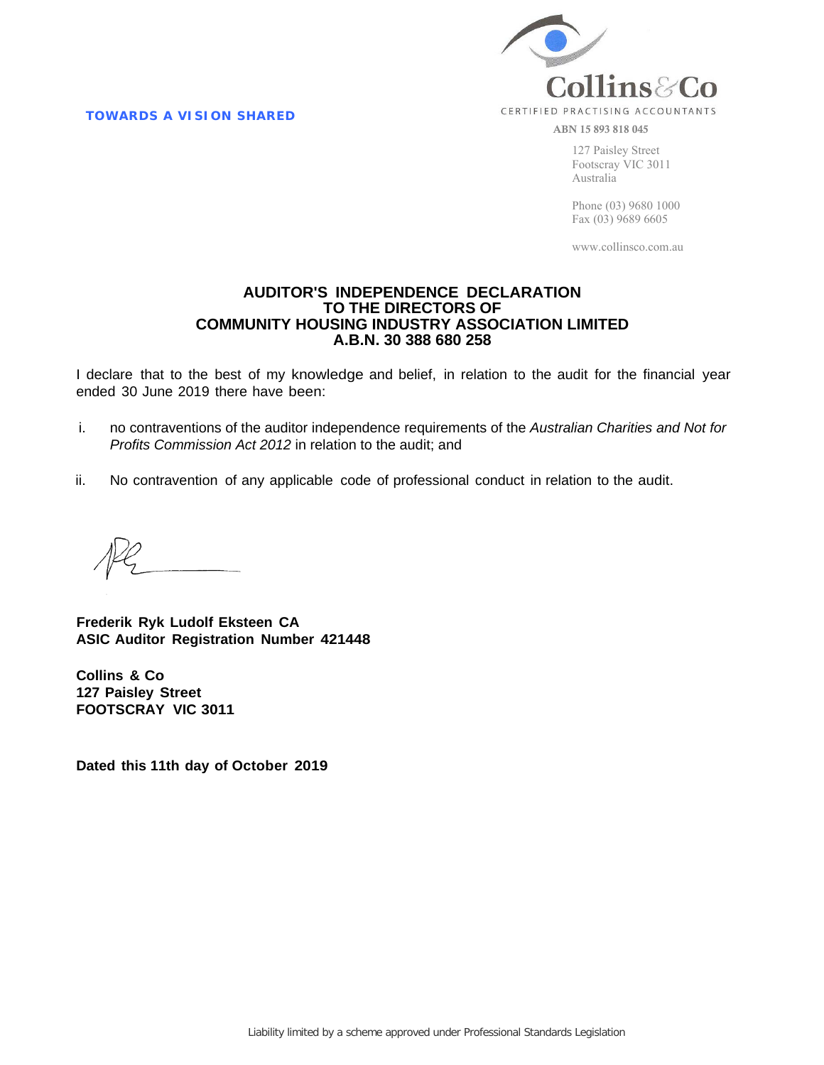**TOWARDS A VISION SHARED**

Collins&Co

CERTIFIED PRACTISING ACCOUNTANTS

ABN 15 893 818 045

127 Paisley Street
Footscray VIC 3011
Australia

Phone (03) 9680 1000
Fax (03) 9689 6605

www.collinsco.com.au

# AUDITOR'S INDEPENDENCE DECLARATION TO THE DIRECTORS OF COMMUNITY HOUSING INDUSTRY ASSOCIATION LIMITED A.B.N. 30 388 680 258

I declare that to the best of my knowledge and belief, in relation to the audit for the financial year ended 30 June 2019 there have been:

i. no contraventions of the auditor independence requirements of the *Australian Charities and Not for Profits Commission Act 2012* in relation to the audit; and

ii. No contravention of any applicable code of professional conduct in relation to the audit.

**Frederik Ryk Ludolf Eksteen CA**
**ASIC Auditor Registration Number 421448**

**Collins & Co**
**127 Paisley Street**
**FOOTSCRAY VIC 3011**

**Dated this 11th day of October 2019**

Liability limited by a scheme approved under Professional Standards Legislation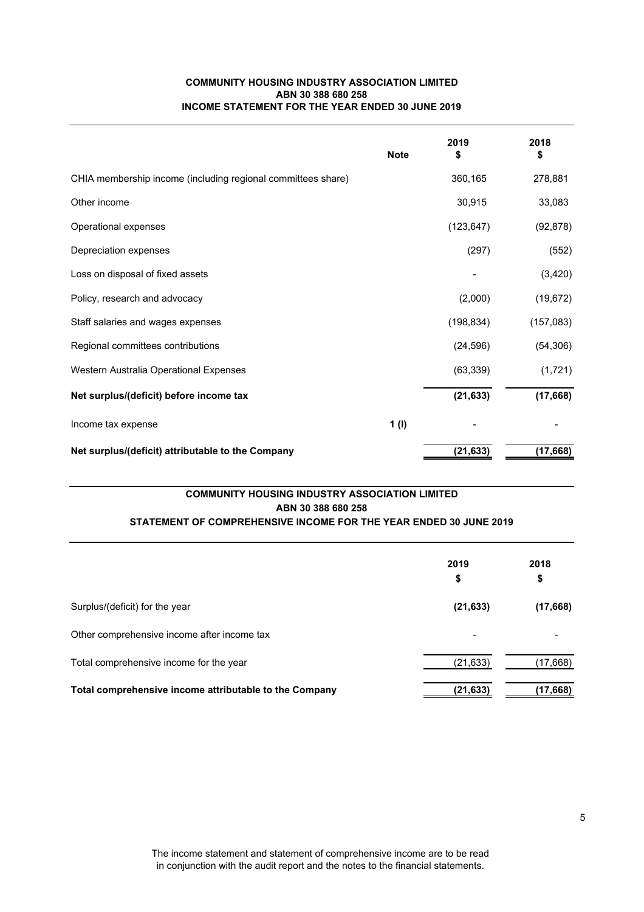**COMMUNITY HOUSING INDUSTRY ASSOCIATION LIMITED**
**ABN 30 388 680 258**
**INCOME STATEMENT FOR THE YEAR ENDED 30 JUNE 2019**

| | Note | 2019 $ | 2018 $ |
|---|---|---|---|
| CHIA membership income (including regional committees share) | | 360,165 | 278,881 |
| Other income | | 30,915 | 33,083 |
| Operational expenses | | (123,647) | (92,878) |
| Depreciation expenses | | (297) | (552) |
| Loss on disposal of fixed assets | | - | (3,420) |
| Policy, research and advocacy | | (2,000) | (19,672) |
| Staff salaries and wages expenses | | (198,834) | (157,083) |
| Regional committees contributions | | (24,596) | (54,306) |
| Western Australia Operational Expenses | | (63,339) | (1,721) |
| **Net surplus/(deficit) before income tax** | | **(21,633)** | **(17,668)** |
| Income tax expense | 1 (l) | - | - |
| **Net surplus/(deficit) attributable to the Company** | | **(21,633)** | **(17,668)** |

**COMMUNITY HOUSING INDUSTRY ASSOCIATION LIMITED**
**ABN 30 388 680 258**
**STATEMENT OF COMPREHENSIVE INCOME FOR THE YEAR ENDED 30 JUNE 2019**

| | 2019 $ | 2018 $ |
|---|---|---|
| Surplus/(deficit) for the year | **(21,633)** | **(17,668)** |
| Other comprehensive income after income tax | - | - |
| Total comprehensive income for the year | (21,633) | (17,668) |
| **Total comprehensive income attributable to the Company** | **(21,633)** | **(17,668)** |

The income statement and statement of comprehensive income are to be read in conjunction with the audit report and the notes to the financial statements.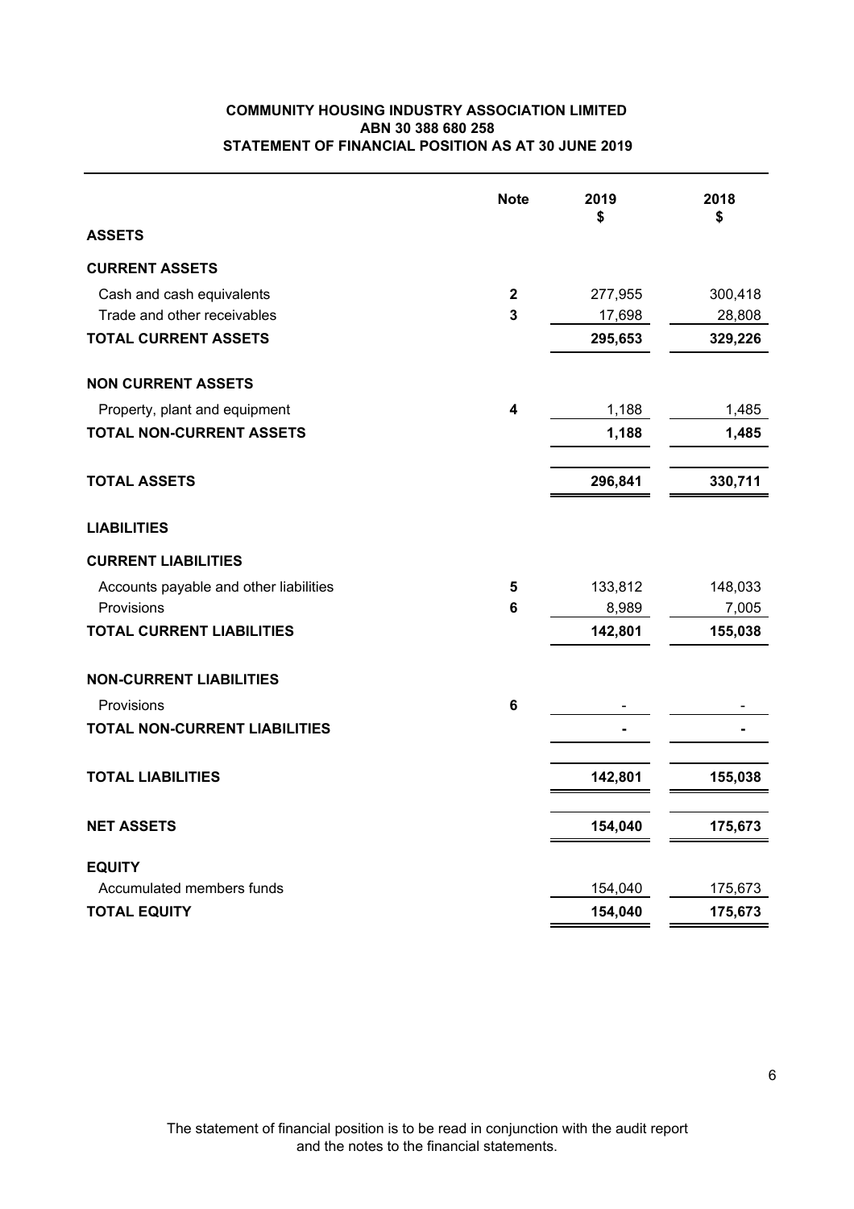**COMMUNITY HOUSING INDUSTRY ASSOCIATION LIMITED**
**ABN 30 388 680 258**
**STATEMENT OF FINANCIAL POSITION AS AT 30 JUNE 2019**

| | Note | 2019<br>$ | 2018<br>$ |
|---|---|---|---|
| **ASSETS** | | | |
| **CURRENT ASSETS** | | | |
| Cash and cash equivalents | **2** | 277,955 | 300,418 |
| Trade and other receivables | **3** | 17,698 | 28,808 |
| **TOTAL CURRENT ASSETS** | | **295,653** | **329,226** |
| **NON CURRENT ASSETS** | | | |
| Property, plant and equipment | **4** | 1,188 | 1,485 |
| **TOTAL NON-CURRENT ASSETS** | | **1,188** | **1,485** |
| **TOTAL ASSETS** | | **296,841** | **330,711** |
| **LIABILITIES** | | | |
| **CURRENT LIABILITIES** | | | |
| Accounts payable and other liabilities | **5** | 133,812 | 148,033 |
| Provisions | **6** | 8,989 | 7,005 |
| **TOTAL CURRENT LIABILITIES** | | **142,801** | **155,038** |
| **NON-CURRENT LIABILITIES** | | | |
| Provisions | **6** | - | - |
| **TOTAL NON-CURRENT LIABILITIES** | | **-** | **-** |
| **TOTAL LIABILITIES** | | **142,801** | **155,038** |
| **NET ASSETS** | | **154,040** | **175,673** |
| **EQUITY** | | | |
| Accumulated members funds | | 154,040 | 175,673 |
| **TOTAL EQUITY** | | **154,040** | **175,673** |

The statement of financial position is to be read in conjunction with the audit report and the notes to the financial statements.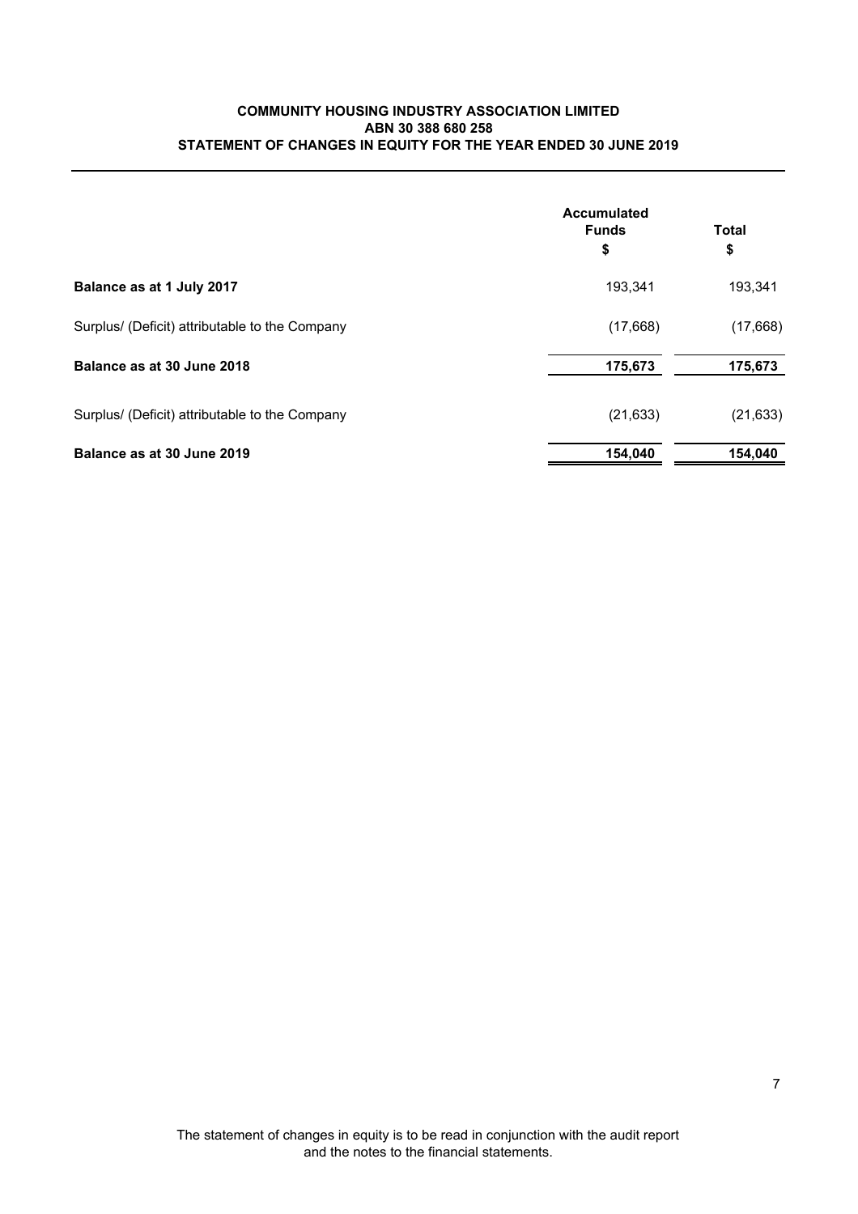**COMMUNITY HOUSING INDUSTRY ASSOCIATION LIMITED**
**ABN 30 388 680 258**
**STATEMENT OF CHANGES IN EQUITY FOR THE YEAR ENDED 30 JUNE 2019**

| | Accumulated Funds<br>$ | Total<br>$ |
|---|---|---|
| **Balance as at 1 July 2017** | 193,341 | 193,341 |
| Surplus/ (Deficit) attributable to the Company | (17,668) | (17,668) |
| **Balance as at 30 June 2018** | **175,673** | **175,673** |
| Surplus/ (Deficit) attributable to the Company | (21,633) | (21,633) |
| **Balance as at 30 June 2019** | **154,040** | **154,040** |

The statement of changes in equity is to be read in conjunction with the audit report and the notes to the financial statements.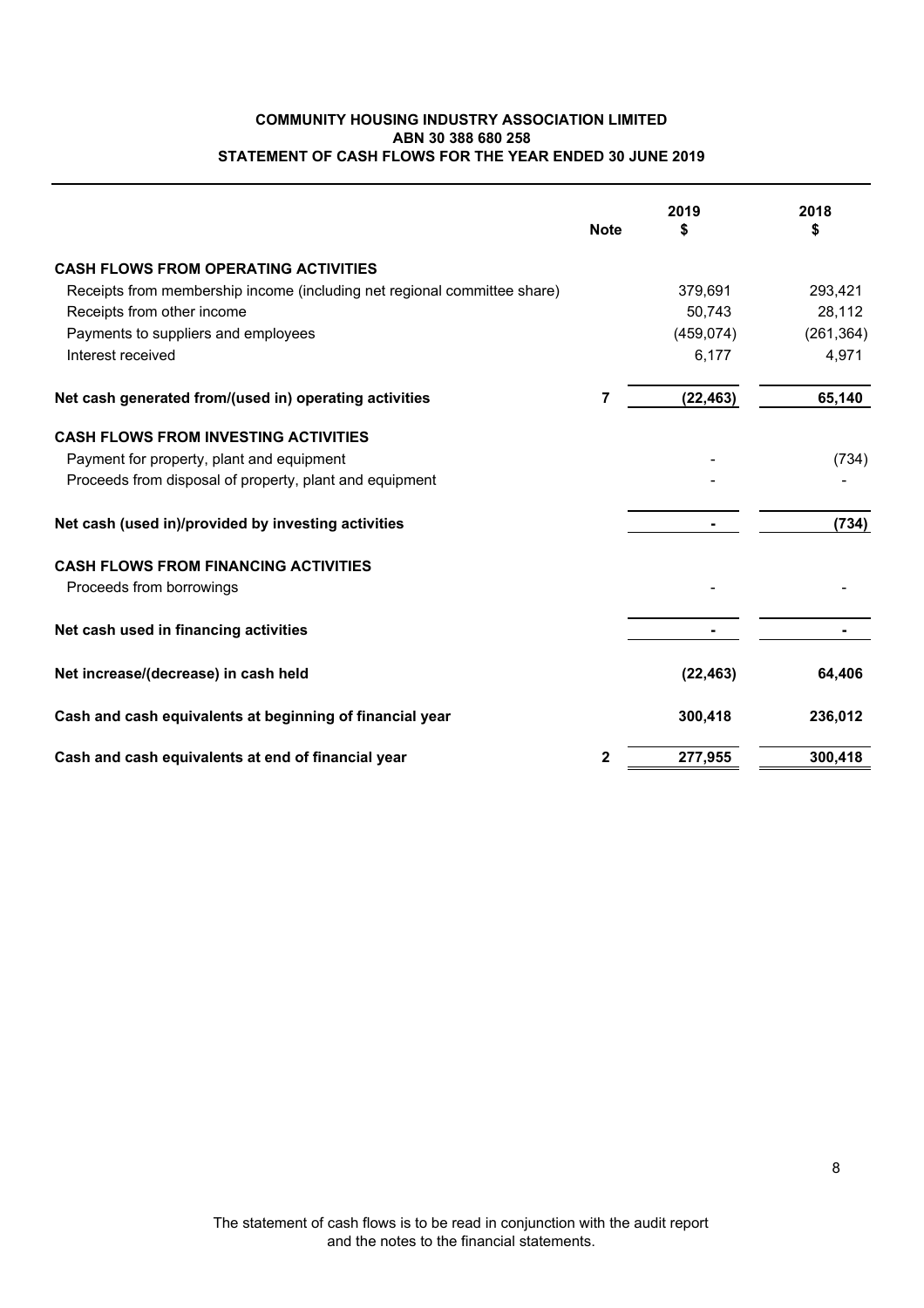**COMMUNITY HOUSING INDUSTRY ASSOCIATION LIMITED**
**ABN 30 388 680 258**
**STATEMENT OF CASH FLOWS FOR THE YEAR ENDED 30 JUNE 2019**

| | Note | 2019<br>$ | 2018<br>$ |
|---|---|---|---|
| **CASH FLOWS FROM OPERATING ACTIVITIES** | | | |
| Receipts from membership income (including net regional committee share) | | 379,691 | 293,421 |
| Receipts from other income | | 50,743 | 28,112 |
| Payments to suppliers and employees | | (459,074) | (261,364) |
| Interest received | | 6,177 | 4,971 |
| **Net cash generated from/(used in) operating activities** | **7** | **(22,463)** | **65,140** |
| **CASH FLOWS FROM INVESTING ACTIVITIES** | | | |
| Payment for property, plant and equipment | | - | (734) |
| Proceeds from disposal of property, plant and equipment | | - | - |
| **Net cash (used in)/provided by investing activities** | | **-** | **(734)** |
| **CASH FLOWS FROM FINANCING ACTIVITIES** | | | |
| Proceeds from borrowings | | - | - |
| **Net cash used in financing activities** | | **-** | **-** |
| **Net increase/(decrease) in cash held** | | **(22,463)** | **64,406** |
| **Cash and cash equivalents at beginning of financial year** | | **300,418** | **236,012** |
| **Cash and cash equivalents at end of financial year** | **2** | **277,955** | **300,418** |

The statement of cash flows is to be read in conjunction with the audit report and the notes to the financial statements.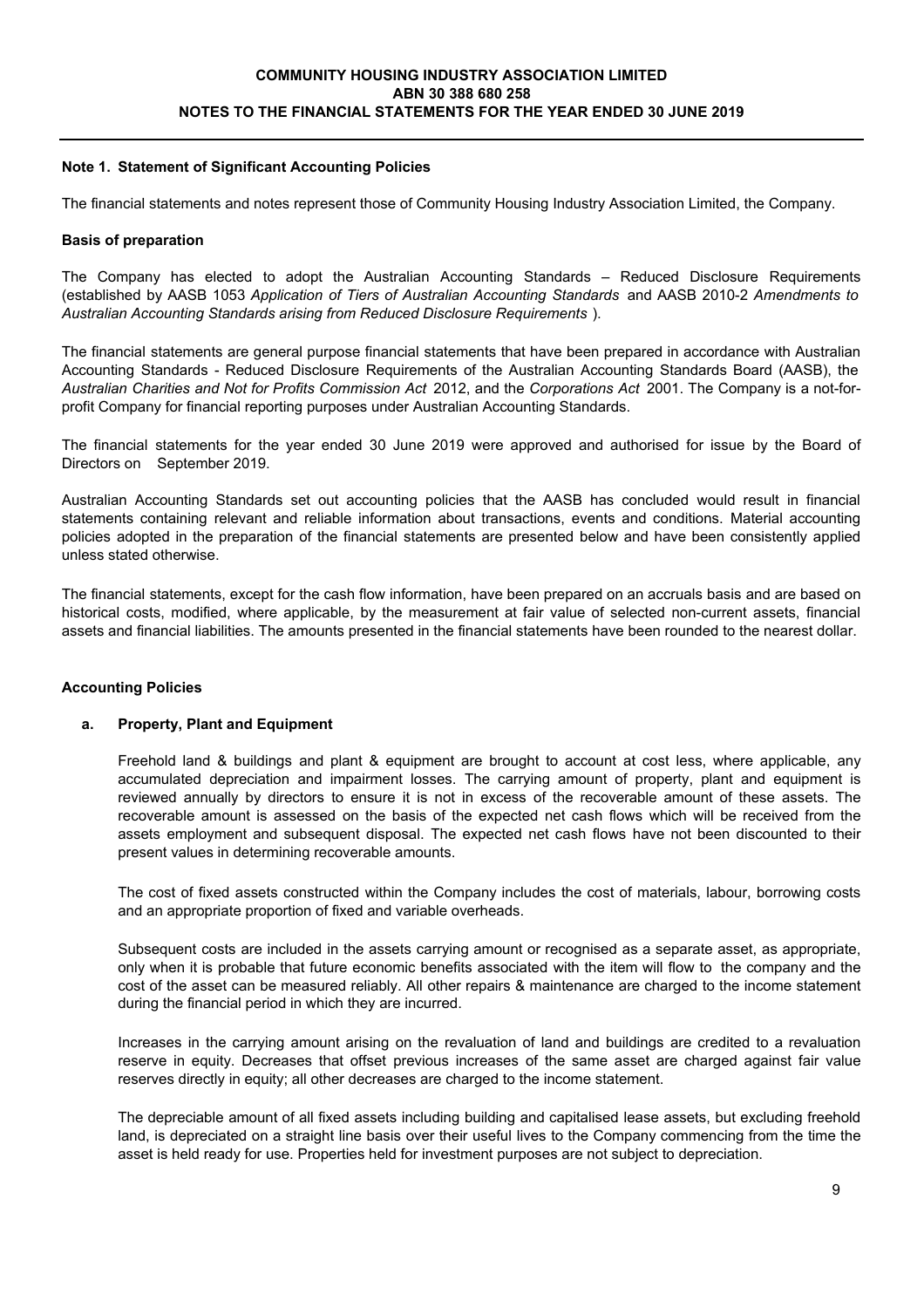**Note 1. Statement of Significant Accounting Policies**

The financial statements and notes represent those of Community Housing Industry Association Limited, the Company.

**Basis of preparation**

The Company has elected to adopt the Australian Accounting Standards – Reduced Disclosure Requirements (established by AASB 1053 *Application of Tiers of Australian Accounting Standards* and AASB 2010-2 *Amendments to Australian Accounting Standards arising from Reduced Disclosure Requirements* ).

The financial statements are general purpose financial statements that have been prepared in accordance with Australian Accounting Standards - Reduced Disclosure Requirements of the Australian Accounting Standards Board (AASB), the *Australian Charities and Not for Profits Commission Act* 2012, and the *Corporations Act* 2001. The Company is a not-for-profit Company for financial reporting purposes under Australian Accounting Standards.

The financial statements for the year ended 30 June 2019 were approved and authorised for issue by the Board of Directors on September 2019.

Australian Accounting Standards set out accounting policies that the AASB has concluded would result in financial statements containing relevant and reliable information about transactions, events and conditions. Material accounting policies adopted in the preparation of the financial statements are presented below and have been consistently applied unless stated otherwise.

The financial statements, except for the cash flow information, have been prepared on an accruals basis and are based on historical costs, modified, where applicable, by the measurement at fair value of selected non-current assets, financial assets and financial liabilities. The amounts presented in the financial statements have been rounded to the nearest dollar.

**Accounting Policies**

**a. Property, Plant and Equipment**

Freehold land & buildings and plant & equipment are brought to account at cost less, where applicable, any accumulated depreciation and impairment losses. The carrying amount of property, plant and equipment is reviewed annually by directors to ensure it is not in excess of the recoverable amount of these assets. The recoverable amount is assessed on the basis of the expected net cash flows which will be received from the assets employment and subsequent disposal. The expected net cash flows have not been discounted to their present values in determining recoverable amounts.

The cost of fixed assets constructed within the Company includes the cost of materials, labour, borrowing costs and an appropriate proportion of fixed and variable overheads.

Subsequent costs are included in the assets carrying amount or recognised as a separate asset, as appropriate, only when it is probable that future economic benefits associated with the item will flow to the company and the cost of the asset can be measured reliably. All other repairs & maintenance are charged to the income statement during the financial period in which they are incurred.

Increases in the carrying amount arising on the revaluation of land and buildings are credited to a revaluation reserve in equity. Decreases that offset previous increases of the same asset are charged against fair value reserves directly in equity; all other decreases are charged to the income statement.

The depreciable amount of all fixed assets including building and capitalised lease assets, but excluding freehold land, is depreciated on a straight line basis over their useful lives to the Company commencing from the time the asset is held ready for use. Properties held for investment purposes are not subject to depreciation.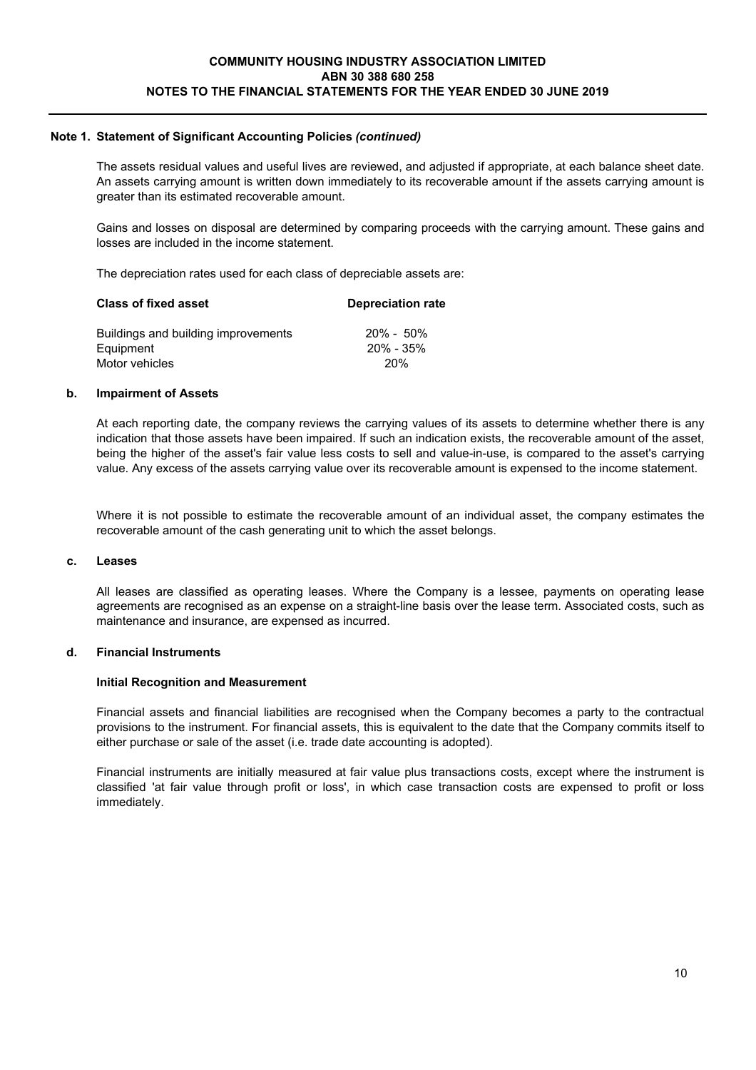## Note 1. Statement of Significant Accounting Policies *(continued)*

The assets residual values and useful lives are reviewed, and adjusted if appropriate, at each balance sheet date. An assets carrying amount is written down immediately to its recoverable amount if the assets carrying amount is greater than its estimated recoverable amount.

Gains and losses on disposal are determined by comparing proceeds with the carrying amount. These gains and losses are included in the income statement.

The depreciation rates used for each class of depreciable assets are:

| Class of fixed asset | Depreciation rate |
|---|---|
| Buildings and building improvements | 20% - 50% |
| Equipment | 20% - 35% |
| Motor vehicles | 20% |

### b. Impairment of Assets

At each reporting date, the company reviews the carrying values of its assets to determine whether there is any indication that those assets have been impaired. If such an indication exists, the recoverable amount of the asset, being the higher of the asset's fair value less costs to sell and value-in-use, is compared to the asset's carrying value. Any excess of the assets carrying value over its recoverable amount is expensed to the income statement.

Where it is not possible to estimate the recoverable amount of an individual asset, the company estimates the recoverable amount of the cash generating unit to which the asset belongs.

### c. Leases

All leases are classified as operating leases. Where the Company is a lessee, payments on operating lease agreements are recognised as an expense on a straight-line basis over the lease term. Associated costs, such as maintenance and insurance, are expensed as incurred.

### d. Financial Instruments

**Initial Recognition and Measurement**

Financial assets and financial liabilities are recognised when the Company becomes a party to the contractual provisions to the instrument. For financial assets, this is equivalent to the date that the Company commits itself to either purchase or sale of the asset (i.e. trade date accounting is adopted).

Financial instruments are initially measured at fair value plus transactions costs, except where the instrument is classified 'at fair value through profit or loss', in which case transaction costs are expensed to profit or loss immediately.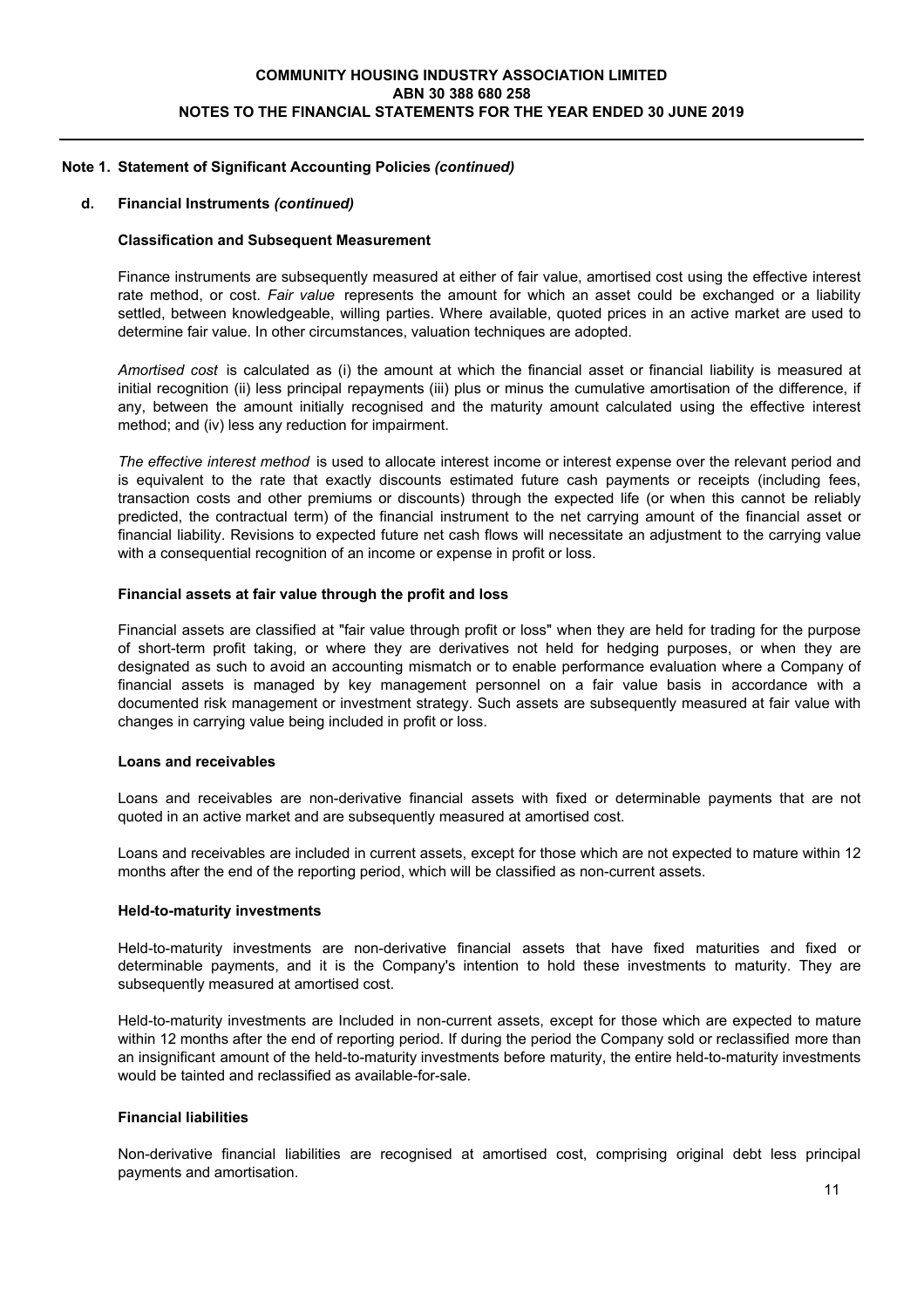## Note 1. Statement of Significant Accounting Policies *(continued)*

### d. Financial Instruments *(continued)*

**Classification and Subsequent Measurement**

Finance instruments are subsequently measured at either of fair value, amortised cost using the effective interest rate method, or cost. *Fair value* represents the amount for which an asset could be exchanged or a liability settled, between knowledgeable, willing parties. Where available, quoted prices in an active market are used to determine fair value. In other circumstances, valuation techniques are adopted.

*Amortised cost* is calculated as (i) the amount at which the financial asset or financial liability is measured at initial recognition (ii) less principal repayments (iii) plus or minus the cumulative amortisation of the difference, if any, between the amount initially recognised and the maturity amount calculated using the effective interest method; and (iv) less any reduction for impairment.

*The effective interest method* is used to allocate interest income or interest expense over the relevant period and is equivalent to the rate that exactly discounts estimated future cash payments or receipts (including fees, transaction costs and other premiums or discounts) through the expected life (or when this cannot be reliably predicted, the contractual term) of the financial instrument to the net carrying amount of the financial asset or financial liability. Revisions to expected future net cash flows will necessitate an adjustment to the carrying value with a consequential recognition of an income or expense in profit or loss.

**Financial assets at fair value through the profit and loss**

Financial assets are classified at "fair value through profit or loss" when they are held for trading for the purpose of short-term profit taking, or where they are derivatives not held for hedging purposes, or when they are designated as such to avoid an accounting mismatch or to enable performance evaluation where a Company of financial assets is managed by key management personnel on a fair value basis in accordance with a documented risk management or investment strategy. Such assets are subsequently measured at fair value with changes in carrying value being included in profit or loss.

**Loans and receivables**

Loans and receivables are non-derivative financial assets with fixed or determinable payments that are not quoted in an active market and are subsequently measured at amortised cost.

Loans and receivables are included in current assets, except for those which are not expected to mature within 12 months after the end of the reporting period, which will be classified as non-current assets.

**Held-to-maturity investments**

Held-to-maturity investments are non-derivative financial assets that have fixed maturities and fixed or determinable payments, and it is the Company's intention to hold these investments to maturity. They are subsequently measured at amortised cost.

Held-to-maturity investments are Included in non-current assets, except for those which are expected to mature within 12 months after the end of reporting period. If during the period the Company sold or reclassified more than an insignificant amount of the held-to-maturity investments before maturity, the entire held-to-maturity investments would be tainted and reclassified as available-for-sale.

**Financial liabilities**

Non-derivative financial liabilities are recognised at amortised cost, comprising original debt less principal payments and amortisation.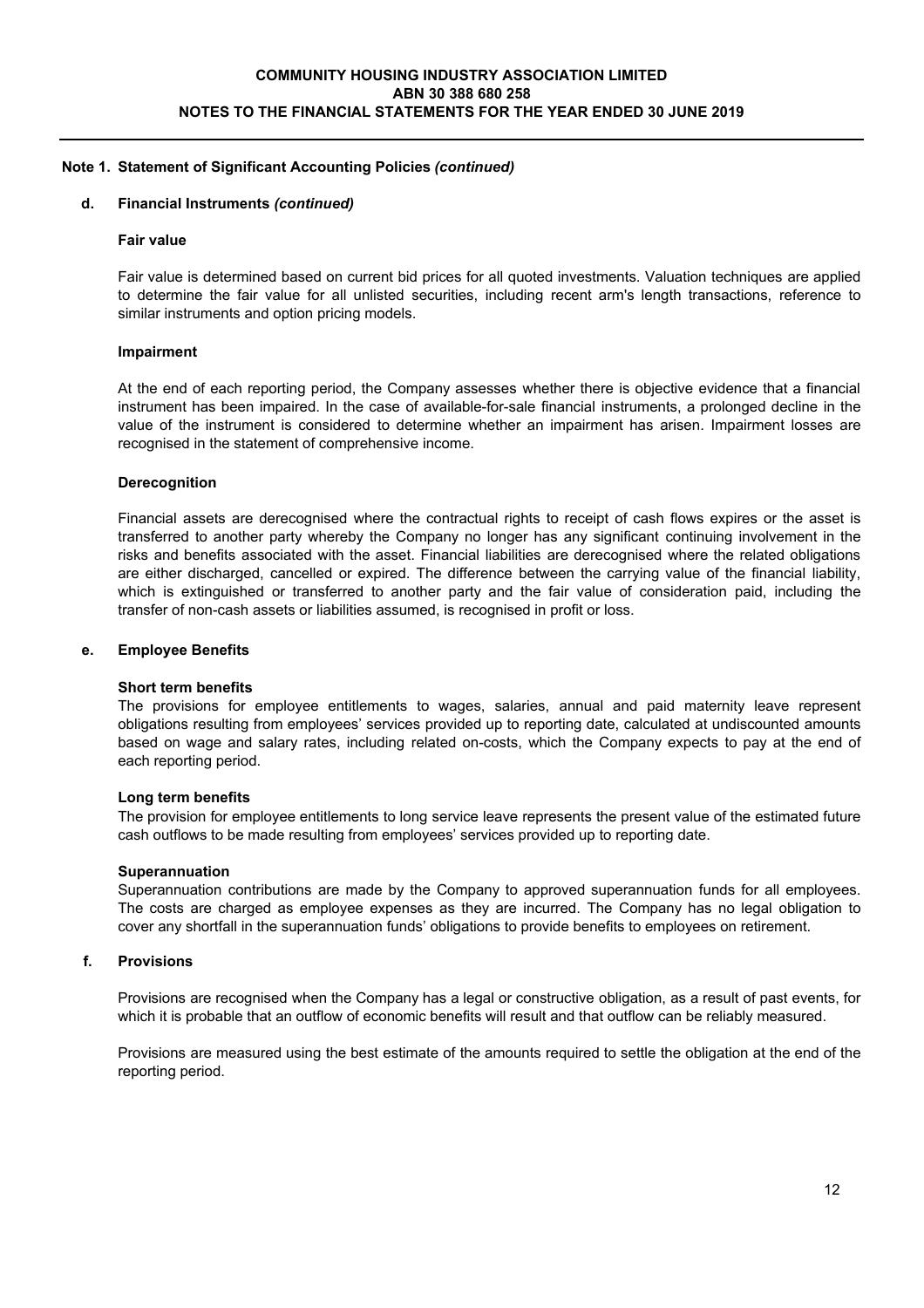## Note 1. Statement of Significant Accounting Policies *(continued)*

### d. Financial Instruments *(continued)*

**Fair value**

Fair value is determined based on current bid prices for all quoted investments. Valuation techniques are applied to determine the fair value for all unlisted securities, including recent arm's length transactions, reference to similar instruments and option pricing models.

**Impairment**

At the end of each reporting period, the Company assesses whether there is objective evidence that a financial instrument has been impaired. In the case of available-for-sale financial instruments, a prolonged decline in the value of the instrument is considered to determine whether an impairment has arisen. Impairment losses are recognised in the statement of comprehensive income.

**Derecognition**

Financial assets are derecognised where the contractual rights to receipt of cash flows expires or the asset is transferred to another party whereby the Company no longer has any significant continuing involvement in the risks and benefits associated with the asset. Financial liabilities are derecognised where the related obligations are either discharged, cancelled or expired. The difference between the carrying value of the financial liability, which is extinguished or transferred to another party and the fair value of consideration paid, including the transfer of non-cash assets or liabilities assumed, is recognised in profit or loss.

### e. Employee Benefits

**Short term benefits**

The provisions for employee entitlements to wages, salaries, annual and paid maternity leave represent obligations resulting from employees' services provided up to reporting date, calculated at undiscounted amounts based on wage and salary rates, including related on-costs, which the Company expects to pay at the end of each reporting period.

**Long term benefits**

The provision for employee entitlements to long service leave represents the present value of the estimated future cash outflows to be made resulting from employees' services provided up to reporting date.

**Superannuation**

Superannuation contributions are made by the Company to approved superannuation funds for all employees. The costs are charged as employee expenses as they are incurred. The Company has no legal obligation to cover any shortfall in the superannuation funds' obligations to provide benefits to employees on retirement.

### f. Provisions

Provisions are recognised when the Company has a legal or constructive obligation, as a result of past events, for which it is probable that an outflow of economic benefits will result and that outflow can be reliably measured.

Provisions are measured using the best estimate of the amounts required to settle the obligation at the end of the reporting period.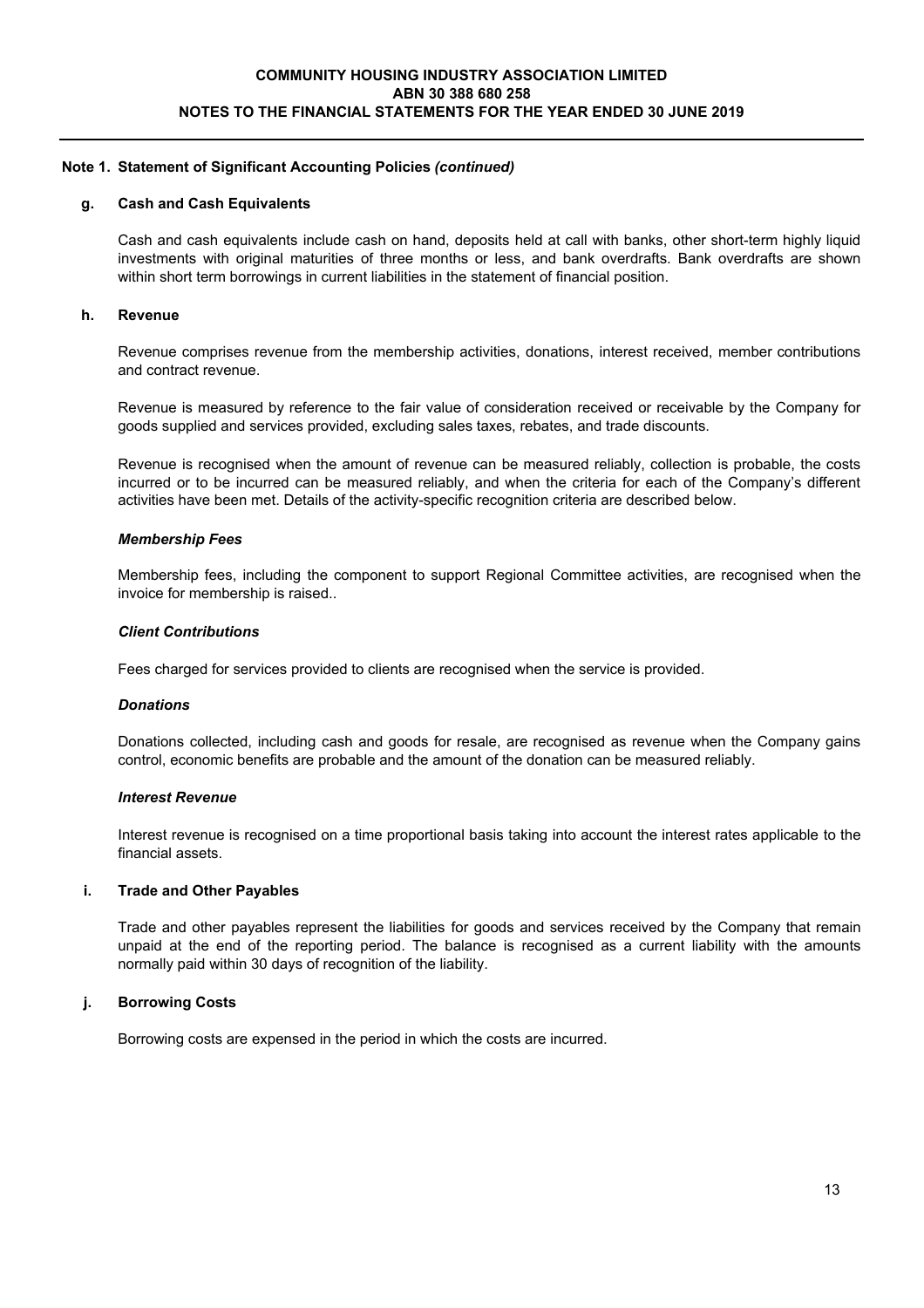## Note 1. Statement of Significant Accounting Policies *(continued)*

### g. Cash and Cash Equivalents

Cash and cash equivalents include cash on hand, deposits held at call with banks, other short-term highly liquid investments with original maturities of three months or less, and bank overdrafts. Bank overdrafts are shown within short term borrowings in current liabilities in the statement of financial position.

### h. Revenue

Revenue comprises revenue from the membership activities, donations, interest received, member contributions and contract revenue.

Revenue is measured by reference to the fair value of consideration received or receivable by the Company for goods supplied and services provided, excluding sales taxes, rebates, and trade discounts.

Revenue is recognised when the amount of revenue can be measured reliably, collection is probable, the costs incurred or to be incurred can be measured reliably, and when the criteria for each of the Company's different activities have been met. Details of the activity-specific recognition criteria are described below.

***Membership Fees***

Membership fees, including the component to support Regional Committee activities, are recognised when the invoice for membership is raised..

***Client Contributions***

Fees charged for services provided to clients are recognised when the service is provided.

***Donations***

Donations collected, including cash and goods for resale, are recognised as revenue when the Company gains control, economic benefits are probable and the amount of the donation can be measured reliably.

***Interest Revenue***

Interest revenue is recognised on a time proportional basis taking into account the interest rates applicable to the financial assets.

### i. Trade and Other Payables

Trade and other payables represent the liabilities for goods and services received by the Company that remain unpaid at the end of the reporting period. The balance is recognised as a current liability with the amounts normally paid within 30 days of recognition of the liability.

### j. Borrowing Costs

Borrowing costs are expensed in the period in which the costs are incurred.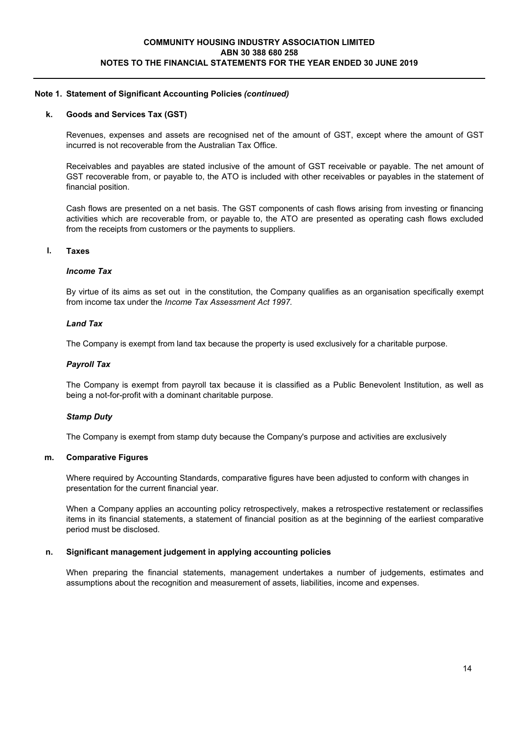**Note 1. Statement of Significant Accounting Policies *(continued)***

**k. Goods and Services Tax (GST)**

Revenues, expenses and assets are recognised net of the amount of GST, except where the amount of GST incurred is not recoverable from the Australian Tax Office.

Receivables and payables are stated inclusive of the amount of GST receivable or payable. The net amount of GST recoverable from, or payable to, the ATO is included with other receivables or payables in the statement of financial position.

Cash flows are presented on a net basis. The GST components of cash flows arising from investing or financing activities which are recoverable from, or payable to, the ATO are presented as operating cash flows excluded from the receipts from customers or the payments to suppliers.

**l. Taxes**

***Income Tax***

By virtue of its aims as set out in the constitution, the Company qualifies as an organisation specifically exempt from income tax under the *Income Tax Assessment Act 1997.*

***Land Tax***

The Company is exempt from land tax because the property is used exclusively for a charitable purpose.

***Payroll Tax***

The Company is exempt from payroll tax because it is classified as a Public Benevolent Institution, as well as being a not-for-profit with a dominant charitable purpose.

***Stamp Duty***

The Company is exempt from stamp duty because the Company's purpose and activities are exclusively

**m. Comparative Figures**

Where required by Accounting Standards, comparative figures have been adjusted to conform with changes in presentation for the current financial year.

When a Company applies an accounting policy retrospectively, makes a retrospective restatement or reclassifies items in its financial statements, a statement of financial position as at the beginning of the earliest comparative period must be disclosed.

**n. Significant management judgement in applying accounting policies**

When preparing the financial statements, management undertakes a number of judgements, estimates and assumptions about the recognition and measurement of assets, liabilities, income and expenses.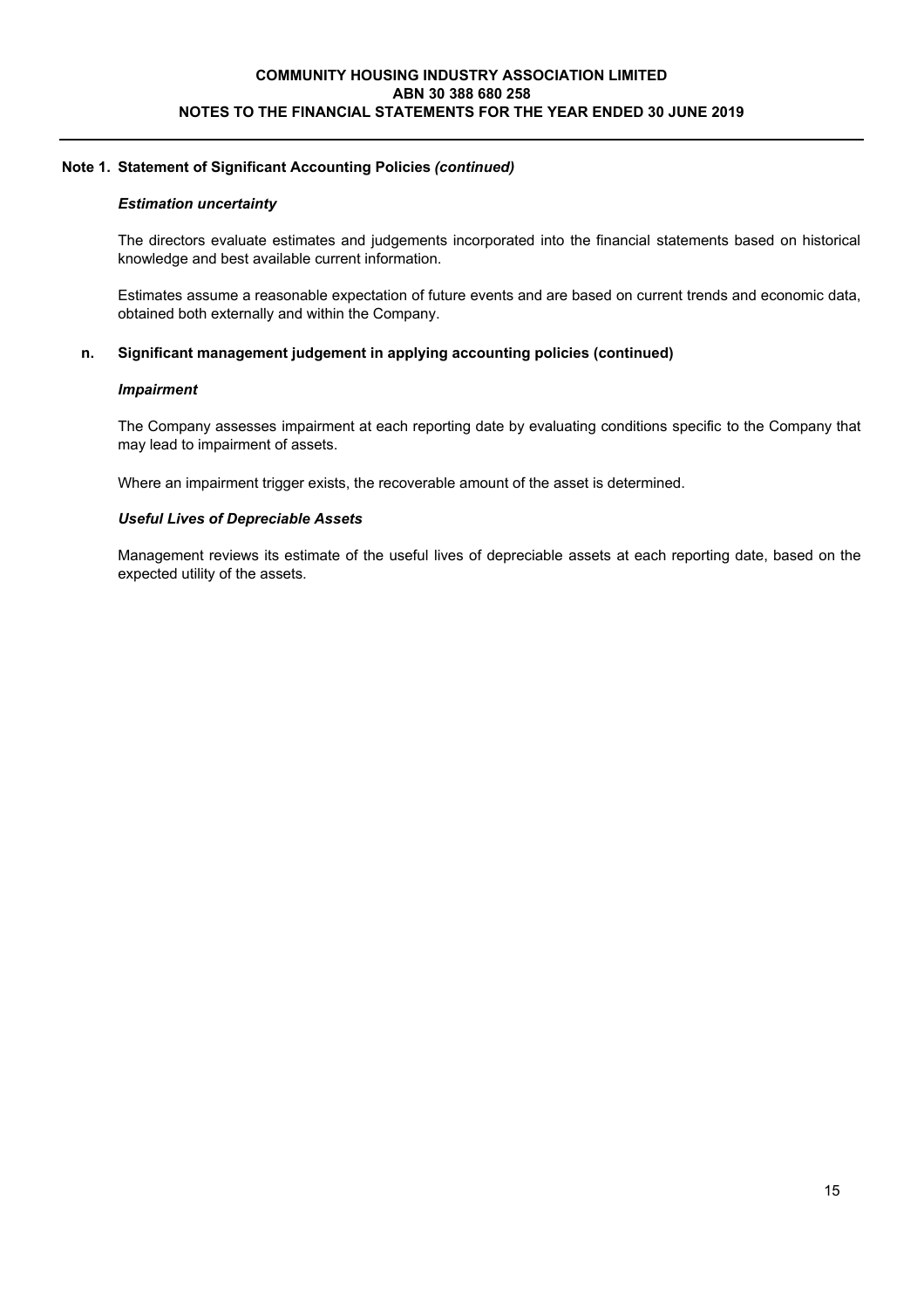## Note 1. Statement of Significant Accounting Policies *(continued)*

***Estimation uncertainty***

The directors evaluate estimates and judgements incorporated into the financial statements based on historical knowledge and best available current information.

Estimates assume a reasonable expectation of future events and are based on current trends and economic data, obtained both externally and within the Company.

### n. Significant management judgement in applying accounting policies (continued)

***Impairment***

The Company assesses impairment at each reporting date by evaluating conditions specific to the Company that may lead to impairment of assets.

Where an impairment trigger exists, the recoverable amount of the asset is determined.

***Useful Lives of Depreciable Assets***

Management reviews its estimate of the useful lives of depreciable assets at each reporting date, based on the expected utility of the assets.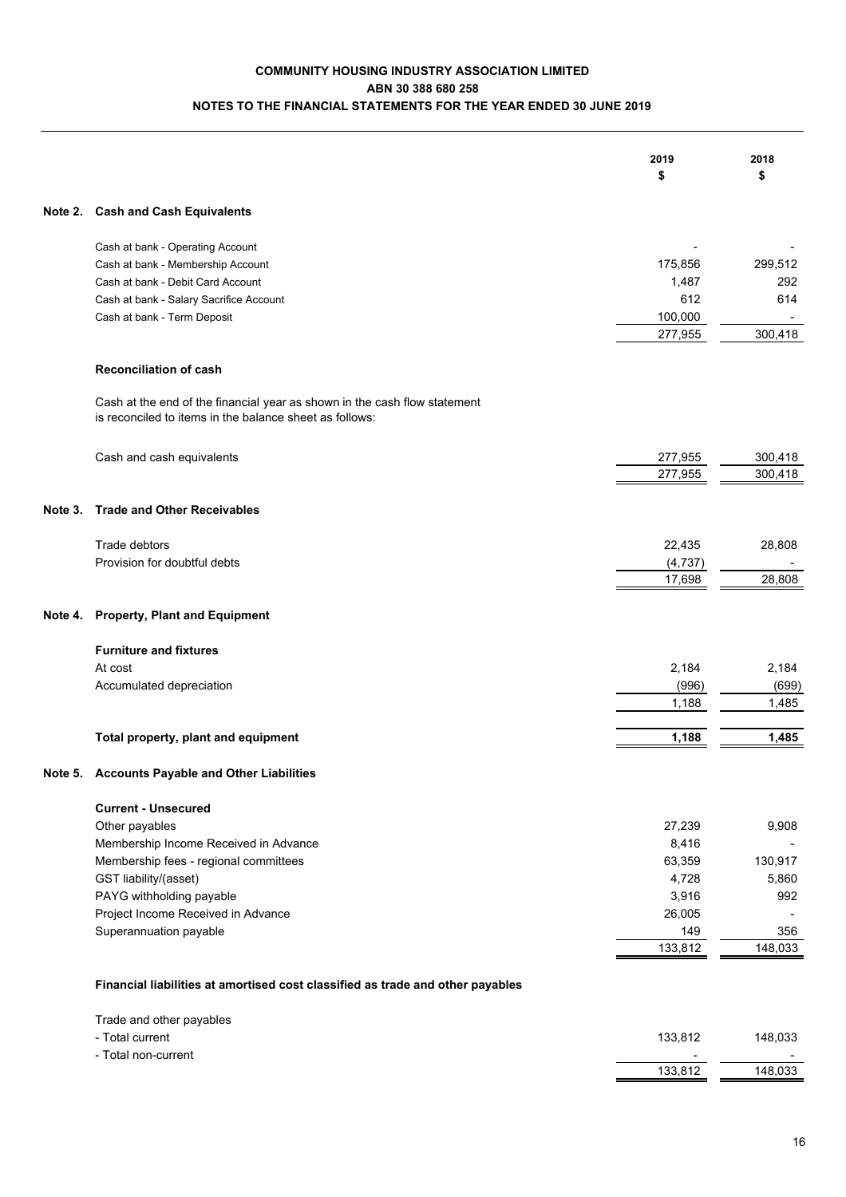# COMMUNITY HOUSING INDUSTRY ASSOCIATION LIMITED
## ABN 30 388 680 258
## NOTES TO THE FINANCIAL STATEMENTS FOR THE YEAR ENDED 30 JUNE 2019

| | 2019<br>$ | 2018<br>$ |
|---|---|---|
| **Note 2. Cash and Cash Equivalents** | | |
| Cash at bank - Operating Account | - | - |
| Cash at bank - Membership Account | 175,856 | 299,512 |
| Cash at bank - Debit Card Account | 1,487 | 292 |
| Cash at bank - Salary Sacrifice Account | 612 | 614 |
| Cash at bank - Term Deposit | 100,000 | - |
| | 277,955 | 300,418 |

**Reconciliation of cash**

Cash at the end of the financial year as shown in the cash flow statement is reconciled to items in the balance sheet as follows:

| | 2019<br>$ | 2018<br>$ |
|---|---|---|
| Cash and cash equivalents | 277,955 | 300,418 |
| | 277,955 | 300,418 |

| | 2019<br>$ | 2018<br>$ |
|---|---|---|
| **Note 3. Trade and Other Receivables** | | |
| Trade debtors | 22,435 | 28,808 |
| Provision for doubtful debts | (4,737) | - |
| | 17,698 | 28,808 |

| | 2019<br>$ | 2018<br>$ |
|---|---|---|
| **Note 4. Property, Plant and Equipment** | | |
| **Furniture and fixtures** | | |
| At cost | 2,184 | 2,184 |
| Accumulated depreciation | (996) | (699) |
| | 1,188 | 1,485 |
| **Total property, plant and equipment** | **1,188** | **1,485** |

| | 2019<br>$ | 2018<br>$ |
|---|---|---|
| **Note 5. Accounts Payable and Other Liabilities** | | |
| **Current - Unsecured** | | |
| Other payables | 27,239 | 9,908 |
| Membership Income Received in Advance | 8,416 | - |
| Membership fees - regional committees | 63,359 | 130,917 |
| GST liability/(asset) | 4,728 | 5,860 |
| PAYG withholding payable | 3,916 | 992 |
| Project Income Received in Advance | 26,005 | - |
| Superannuation payable | 149 | 356 |
| | 133,812 | 148,033 |

**Financial liabilities at amortised cost classified as trade and other payables**

| | 2019<br>$ | 2018<br>$ |
|---|---|---|
| Trade and other payables | | |
| - Total current | 133,812 | 148,033 |
| - Total non-current | - | - |
| | 133,812 | 148,033 |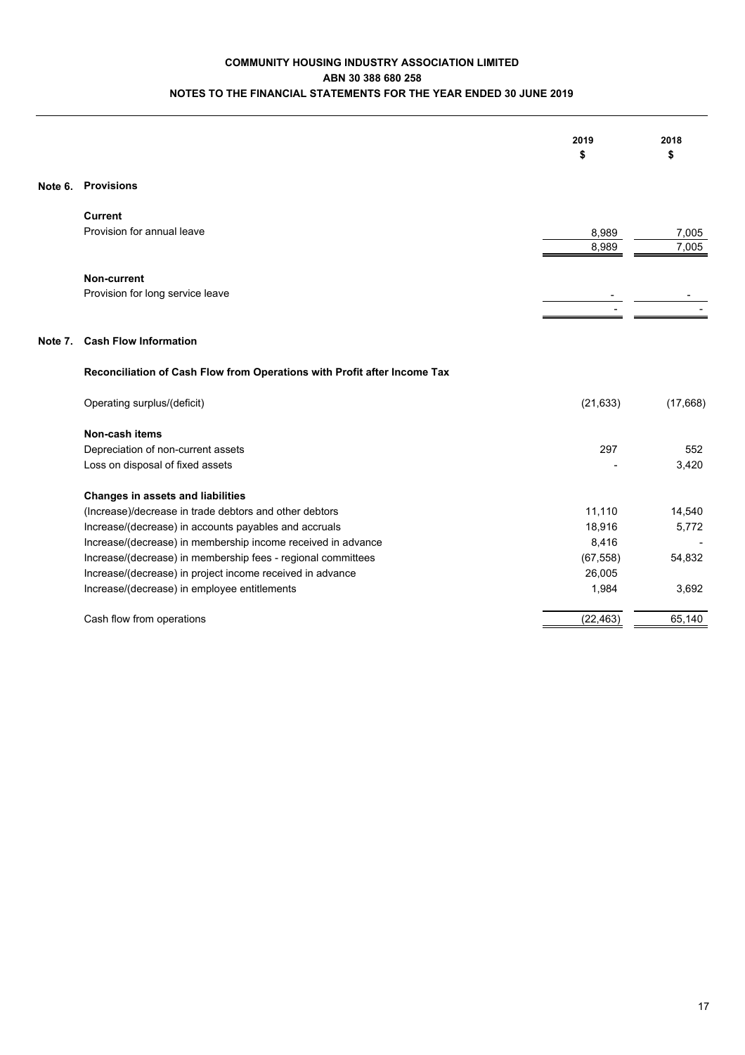**COMMUNITY HOUSING INDUSTRY ASSOCIATION LIMITED**
**ABN 30 388 680 258**
**NOTES TO THE FINANCIAL STATEMENTS FOR THE YEAR ENDED 30 JUNE 2019**

| | 2019 $ | 2018 $ |
|---|---|---|
| **Note 6. Provisions** | | |
| **Current** | | |
| Provision for annual leave | 8,989 | 7,005 |
| | 8,989 | 7,005 |
| **Non-current** | | |
| Provision for long service leave | - | - |
| | - | - |

**Note 7. Cash Flow Information**

**Reconciliation of Cash Flow from Operations with Profit after Income Tax**

| | 2019 $ | 2018 $ |
|---|---|---|
| Operating surplus/(deficit) | (21,633) | (17,668) |
| **Non-cash items** | | |
| Depreciation of non-current assets | 297 | 552 |
| Loss on disposal of fixed assets | - | 3,420 |
| **Changes in assets and liabilities** | | |
| (Increase)/decrease in trade debtors and other debtors | 11,110 | 14,540 |
| Increase/(decrease) in accounts payables and accruals | 18,916 | 5,772 |
| Increase/(decrease) in membership income received in advance | 8,416 | - |
| Increase/(decrease) in membership fees - regional committees | (67,558) | 54,832 |
| Increase/(decrease) in project income received in advance | 26,005 | |
| Increase/(decrease) in employee entitlements | 1,984 | 3,692 |
| Cash flow from operations | (22,463) | 65,140 |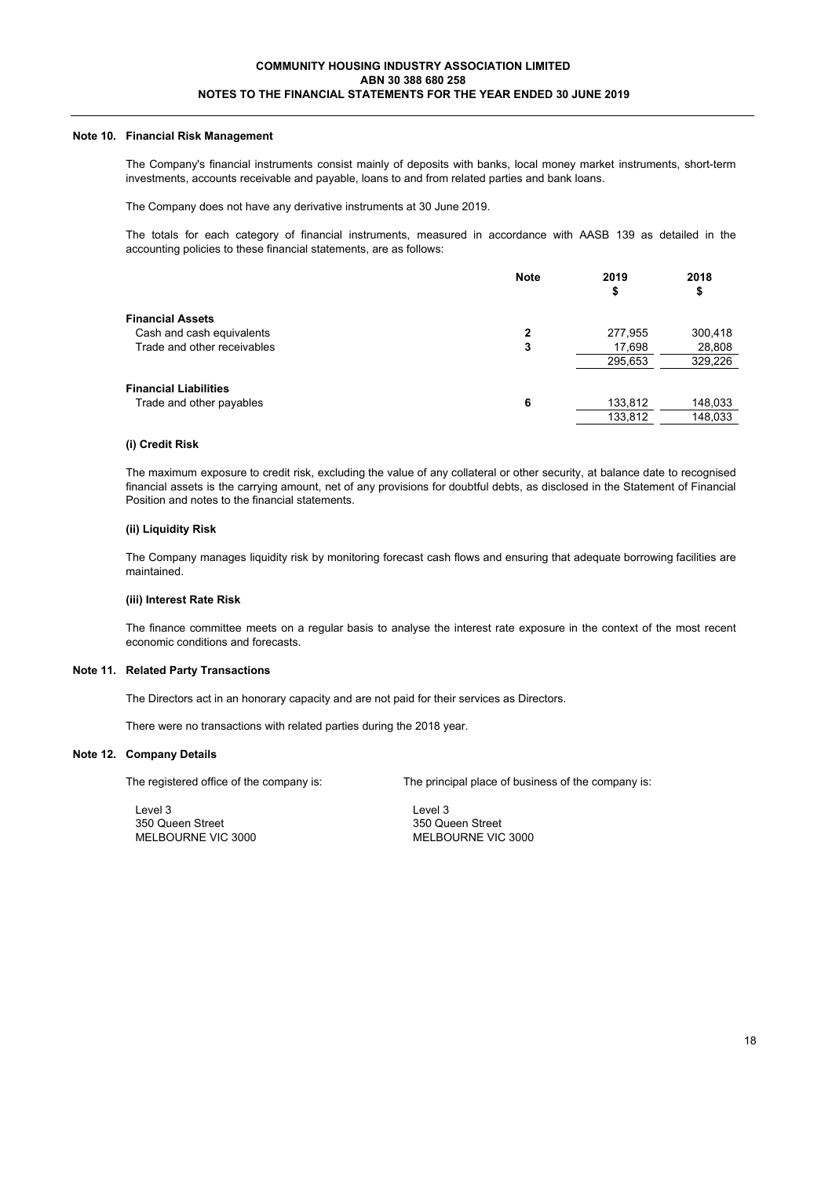## Note 10. Financial Risk Management

The Company's financial instruments consist mainly of deposits with banks, local money market instruments, short-term investments, accounts receivable and payable, loans to and from related parties and bank loans.

The Company does not have any derivative instruments at 30 June 2019.

The totals for each category of financial instruments, measured in accordance with AASB 139 as detailed in the accounting policies to these financial statements, are as follows:

| | Note | 2019 $ | 2018 $ |
|---|---|---|---|
| **Financial Assets** | | | |
| Cash and cash equivalents | 2 | 277,955 | 300,418 |
| Trade and other receivables | 3 | 17,698 | 28,808 |
| | | 295,653 | 329,226 |
| **Financial Liabilities** | | | |
| Trade and other payables | 6 | 133,812 | 148,033 |
| | | 133,812 | 148,033 |

### (i) Credit Risk

The maximum exposure to credit risk, excluding the value of any collateral or other security, at balance date to recognised financial assets is the carrying amount, net of any provisions for doubtful debts, as disclosed in the Statement of Financial Position and notes to the financial statements.

### (ii) Liquidity Risk

The Company manages liquidity risk by monitoring forecast cash flows and ensuring that adequate borrowing facilities are maintained.

### (iii) Interest Rate Risk

The finance committee meets on a regular basis to analyse the interest rate exposure in the context of the most recent economic conditions and forecasts.

## Note 11. Related Party Transactions

The Directors act in an honorary capacity and are not paid for their services as Directors.

There were no transactions with related parties during the 2018 year.

## Note 12. Company Details

The registered office of the company is:

Level 3
350 Queen Street
MELBOURNE VIC 3000

The principal place of business of the company is:

Level 3
350 Queen Street
MELBOURNE VIC 3000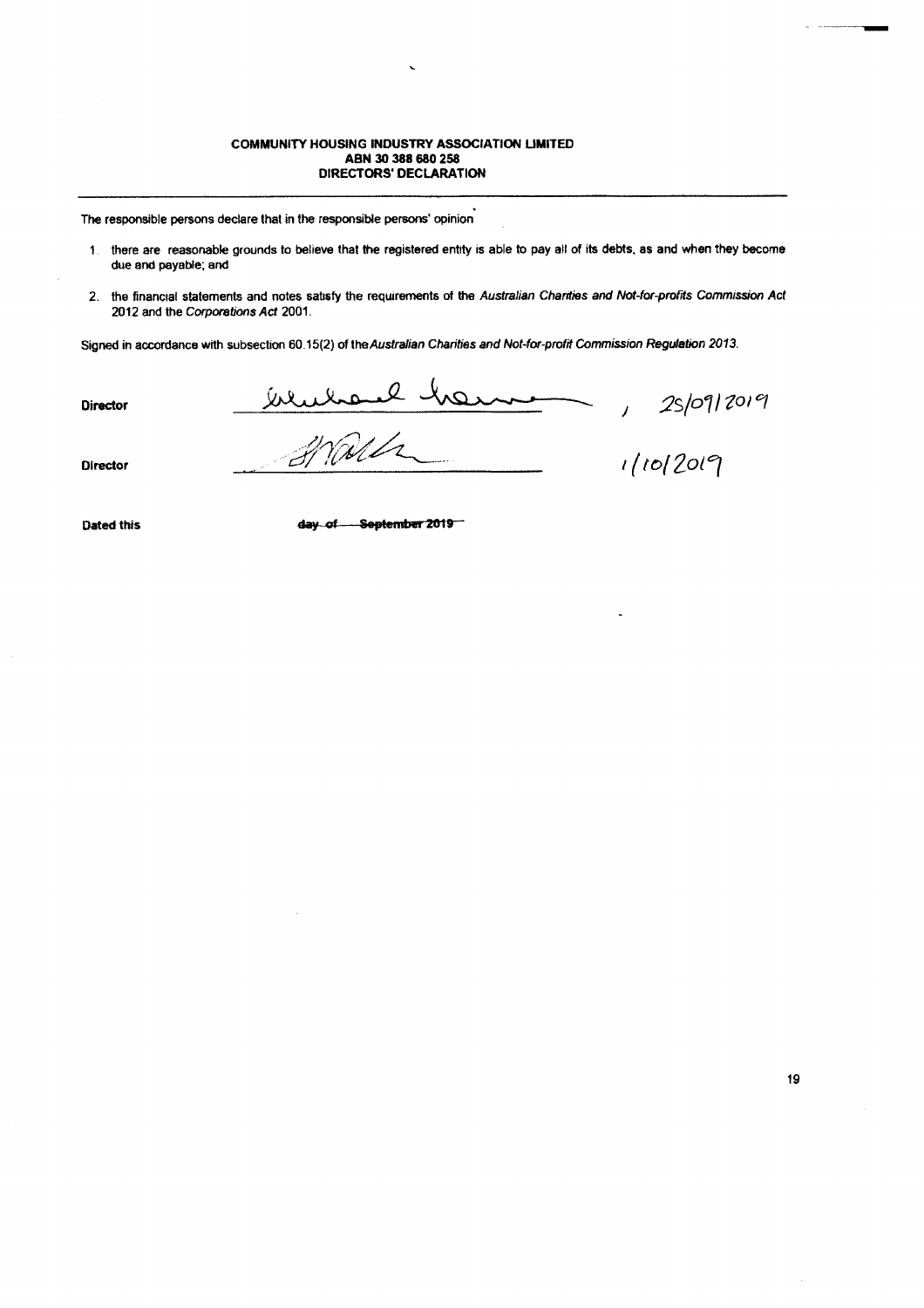**COMMUNITY HOUSING INDUSTRY ASSOCIATION LIMITED**
**ABN 30 388 680 258**
**DIRECTORS' DECLARATION**

---

The responsible persons declare that in the responsible persons' opinion

1. there are reasonable grounds to believe that the registered entity is able to pay all of its debts, as and when they become due and payable; and
2. the financial statements and notes satisfy the requirements of the *Australian Charities and Not-for-profits Commission Act* 2012 and the *Corporations Act* 2001.

Signed in accordance with subsection 60.15(2) of the *Australian Charities and Not-for-profit Commission Regulation 2013*.

Director ____________________ , 25/09/2019

Director ____________________ 1/10/2019

Dated this ~~day of September 2019~~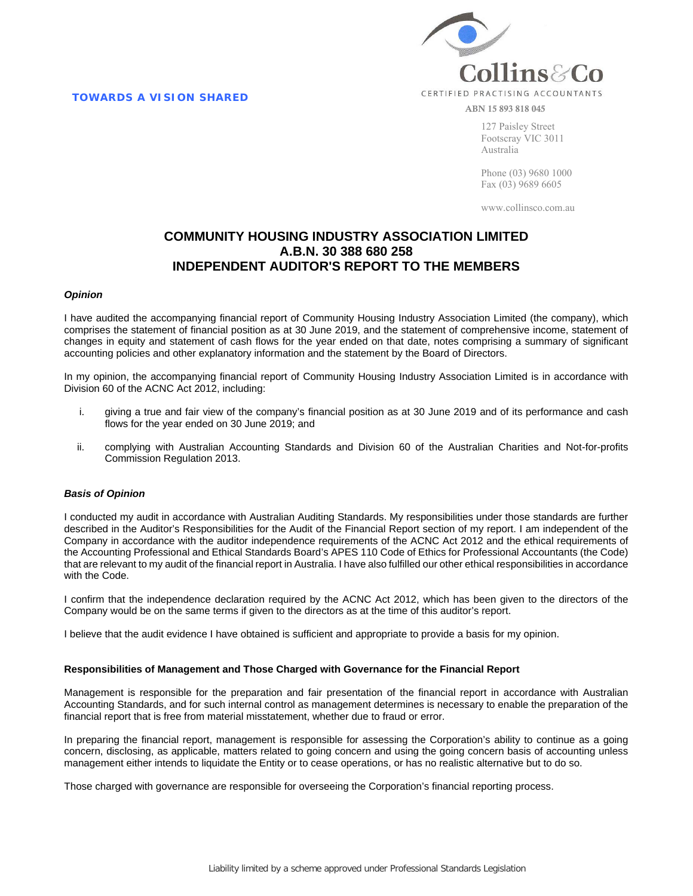**TOWARDS A VISION SHARED**

Collins&Co
CERTIFIED PRACTISING ACCOUNTANTS
ABN 15 893 818 045

127 Paisley Street
Footscray VIC 3011
Australia

Phone (03) 9680 1000
Fax (03) 9689 6605

www.collinsco.com.au

# COMMUNITY HOUSING INDUSTRY ASSOCIATION LIMITED
# A.B.N. 30 388 680 258
# INDEPENDENT AUDITOR'S REPORT TO THE MEMBERS

***Opinion***

I have audited the accompanying financial report of Community Housing Industry Association Limited (the company), which comprises the statement of financial position as at 30 June 2019, and the statement of comprehensive income, statement of changes in equity and statement of cash flows for the year ended on that date, notes comprising a summary of significant accounting policies and other explanatory information and the statement by the Board of Directors.

In my opinion, the accompanying financial report of Community Housing Industry Association Limited is in accordance with Division 60 of the ACNC Act 2012, including:

i. giving a true and fair view of the company's financial position as at 30 June 2019 and of its performance and cash flows for the year ended on 30 June 2019; and

ii. complying with Australian Accounting Standards and Division 60 of the Australian Charities and Not-for-profits Commission Regulation 2013.

***Basis of Opinion***

I conducted my audit in accordance with Australian Auditing Standards. My responsibilities under those standards are further described in the Auditor's Responsibilities for the Audit of the Financial Report section of my report. I am independent of the Company in accordance with the auditor independence requirements of the ACNC Act 2012 and the ethical requirements of the Accounting Professional and Ethical Standards Board's APES 110 Code of Ethics for Professional Accountants (the Code) that are relevant to my audit of the financial report in Australia. I have also fulfilled our other ethical responsibilities in accordance with the Code.

I confirm that the independence declaration required by the ACNC Act 2012, which has been given to the directors of the Company would be on the same terms if given to the directors as at the time of this auditor's report.

I believe that the audit evidence I have obtained is sufficient and appropriate to provide a basis for my opinion.

**Responsibilities of Management and Those Charged with Governance for the Financial Report**

Management is responsible for the preparation and fair presentation of the financial report in accordance with Australian Accounting Standards, and for such internal control as management determines is necessary to enable the preparation of the financial report that is free from material misstatement, whether due to fraud or error.

In preparing the financial report, management is responsible for assessing the Corporation's ability to continue as a going concern, disclosing, as applicable, matters related to going concern and using the going concern basis of accounting unless management either intends to liquidate the Entity or to cease operations, or has no realistic alternative but to do so.

Those charged with governance are responsible for overseeing the Corporation's financial reporting process.

Liability limited by a scheme approved under Professional Standards Legislation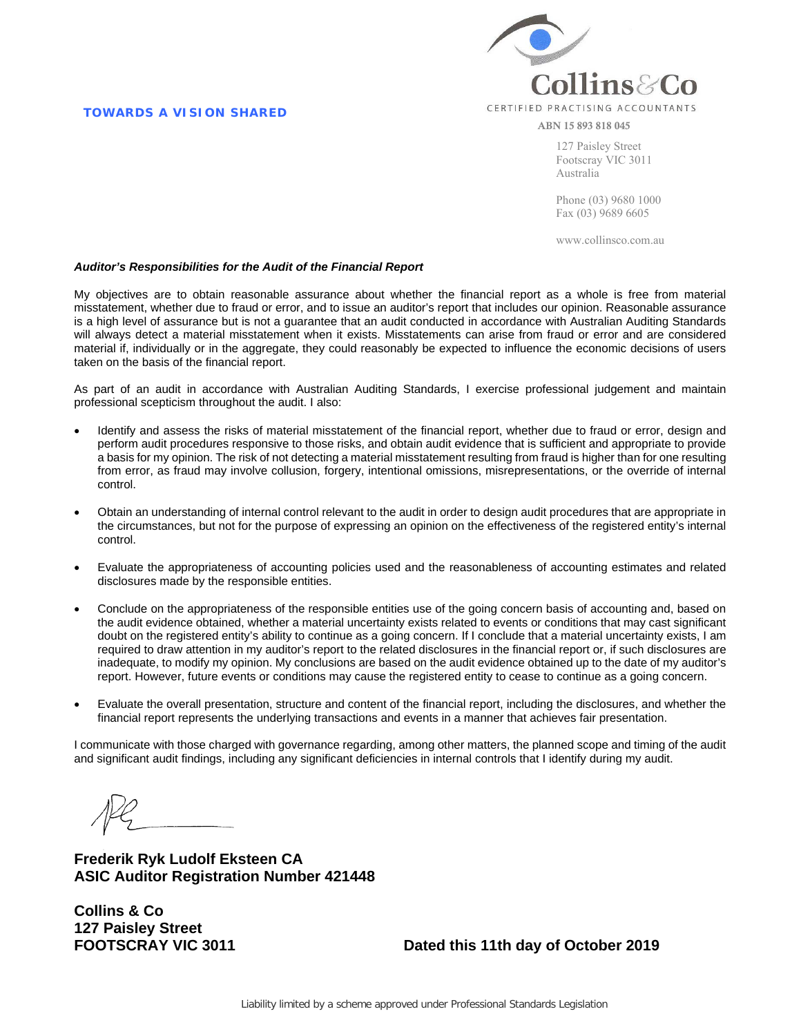**TOWARDS A VISION SHARED**

Collins & Co
CERTIFIED PRACTISING ACCOUNTANTS
ABN 15 893 818 045

127 Paisley Street
Footscray VIC 3011
Australia

Phone (03) 9680 1000
Fax (03) 9689 6605

www.collinsco.com.au

***Auditor's Responsibilities for the Audit of the Financial Report***

My objectives are to obtain reasonable assurance about whether the financial report as a whole is free from material misstatement, whether due to fraud or error, and to issue an auditor's report that includes our opinion. Reasonable assurance is a high level of assurance but is not a guarantee that an audit conducted in accordance with Australian Auditing Standards will always detect a material misstatement when it exists. Misstatements can arise from fraud or error and are considered material if, individually or in the aggregate, they could reasonably be expected to influence the economic decisions of users taken on the basis of the financial report.

As part of an audit in accordance with Australian Auditing Standards, I exercise professional judgement and maintain professional scepticism throughout the audit. I also:

- Identify and assess the risks of material misstatement of the financial report, whether due to fraud or error, design and perform audit procedures responsive to those risks, and obtain audit evidence that is sufficient and appropriate to provide a basis for my opinion. The risk of not detecting a material misstatement resulting from fraud is higher than for one resulting from error, as fraud may involve collusion, forgery, intentional omissions, misrepresentations, or the override of internal control.

- Obtain an understanding of internal control relevant to the audit in order to design audit procedures that are appropriate in the circumstances, but not for the purpose of expressing an opinion on the effectiveness of the registered entity's internal control.

- Evaluate the appropriateness of accounting policies used and the reasonableness of accounting estimates and related disclosures made by the responsible entities.

- Conclude on the appropriateness of the responsible entities use of the going concern basis of accounting and, based on the audit evidence obtained, whether a material uncertainty exists related to events or conditions that may cast significant doubt on the registered entity's ability to continue as a going concern. If I conclude that a material uncertainty exists, I am required to draw attention in my auditor's report to the related disclosures in the financial report or, if such disclosures are inadequate, to modify my opinion. My conclusions are based on the audit evidence obtained up to the date of my auditor's report. However, future events or conditions may cause the registered entity to cease to continue as a going concern.

- Evaluate the overall presentation, structure and content of the financial report, including the disclosures, and whether the financial report represents the underlying transactions and events in a manner that achieves fair presentation.

I communicate with those charged with governance regarding, among other matters, the planned scope and timing of the audit and significant audit findings, including any significant deficiencies in internal controls that I identify during my audit.

**Frederik Ryk Ludolf Eksteen CA**
**ASIC Auditor Registration Number 421448**

**Collins & Co**
**127 Paisley Street**
**FOOTSCRAY VIC 3011**

**Dated this 11th day of October 2019**

Liability limited by a scheme approved under Professional Standards Legislation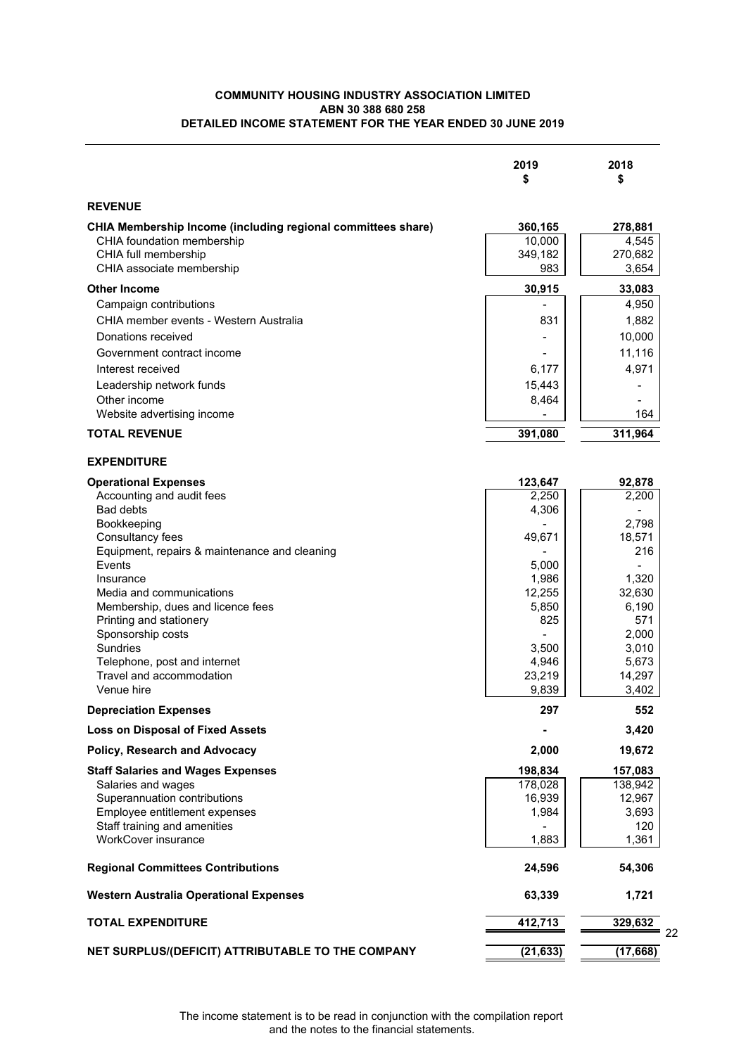**COMMUNITY HOUSING INDUSTRY ASSOCIATION LIMITED**
**ABN 30 388 680 258**
**DETAILED INCOME STATEMENT FOR THE YEAR ENDED 30 JUNE 2019**

| | 2019<br>$ | 2018<br>$ |
|---|---|---|
| **REVENUE** | | |
| **CHIA Membership Income (including regional committees share)** | **360,165** | **278,881** |
| CHIA foundation membership | 10,000 | 4,545 |
| CHIA full membership | 349,182 | 270,682 |
| CHIA associate membership | 983 | 3,654 |
| **Other Income** | **30,915** | **33,083** |
| Campaign contributions | - | 4,950 |
| CHIA member events - Western Australia | 831 | 1,882 |
| Donations received | - | 10,000 |
| Government contract income | - | 11,116 |
| Interest received | 6,177 | 4,971 |
| Leadership network funds | 15,443 | - |
| Other income | 8,464 | - |
| Website advertising income | - | 164 |
| **TOTAL REVENUE** | **391,080** | **311,964** |
| **EXPENDITURE** | | |
| **Operational Expenses** | **123,647** | **92,878** |
| Accounting and audit fees | 2,250 | 2,200 |
| Bad debts | 4,306 | - |
| Bookkeeping | - | 2,798 |
| Consultancy fees | 49,671 | 18,571 |
| Equipment, repairs & maintenance and cleaning | - | 216 |
| Events | 5,000 | - |
| Insurance | 1,986 | 1,320 |
| Media and communications | 12,255 | 32,630 |
| Membership, dues and licence fees | 5,850 | 6,190 |
| Printing and stationery | 825 | 571 |
| Sponsorship costs | - | 2,000 |
| Sundries | 3,500 | 3,010 |
| Telephone, post and internet | 4,946 | 5,673 |
| Travel and accommodation | 23,219 | 14,297 |
| Venue hire | 9,839 | 3,402 |
| **Depreciation Expenses** | **297** | **552** |
| **Loss on Disposal of Fixed Assets** | **-** | **3,420** |
| **Policy, Research and Advocacy** | **2,000** | **19,672** |
| **Staff Salaries and Wages Expenses** | **198,834** | **157,083** |
| Salaries and wages | 178,028 | 138,942 |
| Superannuation contributions | 16,939 | 12,967 |
| Employee entitlement expenses | 1,984 | 3,693 |
| Staff training and amenities | - | 120 |
| WorkCover insurance | 1,883 | 1,361 |
| **Regional Committees Contributions** | **24,596** | **54,306** |
| **Western Australia Operational Expenses** | **63,339** | **1,721** |
| **TOTAL EXPENDITURE** | **412,713** | **329,632** |
| **NET SURPLUS/(DEFICIT) ATTRIBUTABLE TO THE COMPANY** | **(21,633)** | **(17,668)** |

The income statement is to be read in conjunction with the compilation report and the notes to the financial statements.